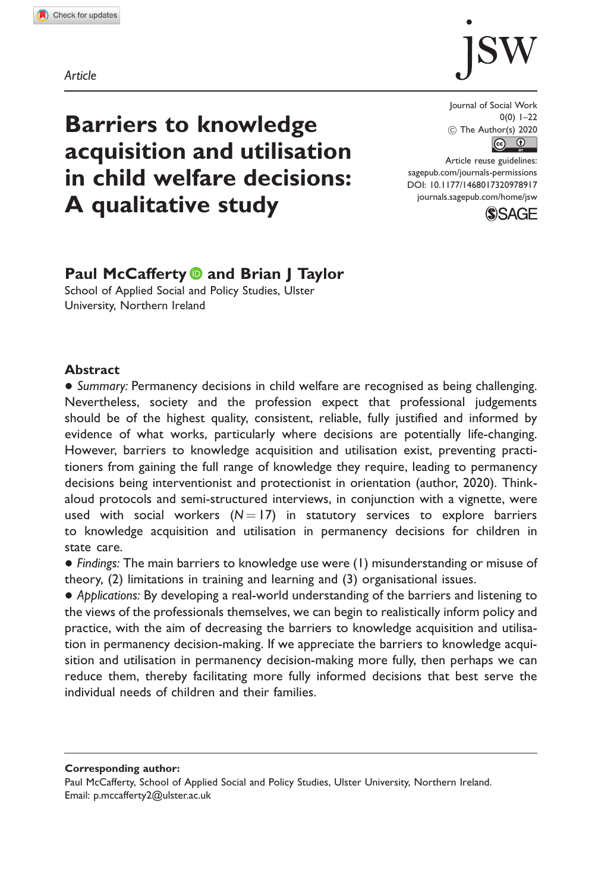*Article*

# Barriers to knowledge acquisition and utilisation in child welfare decisions: A qualitative study

Journal of Social Work
0(0) 1–22
© The Author(s) 2020
Article reuse guidelines:
sagepub.com/journals-permissions
DOI: 10.1177/1468017320978917
journals.sagepub.com/home/jsw

**Paul McCafferty and Brian J Taylor**
School of Applied Social and Policy Studies, Ulster University, Northern Ireland

## Abstract

- *Summary:* Permanency decisions in child welfare are recognised as being challenging. Nevertheless, society and the profession expect that professional judgements should be of the highest quality, consistent, reliable, fully justified and informed by evidence of what works, particularly where decisions are potentially life-changing. However, barriers to knowledge acquisition and utilisation exist, preventing practitioners from gaining the full range of knowledge they require, leading to permanency decisions being interventionist and protectionist in orientation (author, 2020). Think-aloud protocols and semi-structured interviews, in conjunction with a vignette, were used with social workers ($N = 17$) in statutory services to explore barriers to knowledge acquisition and utilisation in permanency decisions for children in state care.
- *Findings:* The main barriers to knowledge use were (1) misunderstanding or misuse of theory, (2) limitations in training and learning and (3) organisational issues.
- *Applications:* By developing a real-world understanding of the barriers and listening to the views of the professionals themselves, we can begin to realistically inform policy and practice, with the aim of decreasing the barriers to knowledge acquisition and utilisation in permanency decision-making. If we appreciate the barriers to knowledge acquisition and utilisation in permanency decision-making more fully, then perhaps we can reduce them, thereby facilitating more fully informed decisions that best serve the individual needs of children and their families.

**Corresponding author:**
Paul McCafferty, School of Applied Social and Policy Studies, Ulster University, Northern Ireland.
Email: p.mccafferty2@ulster.ac.uk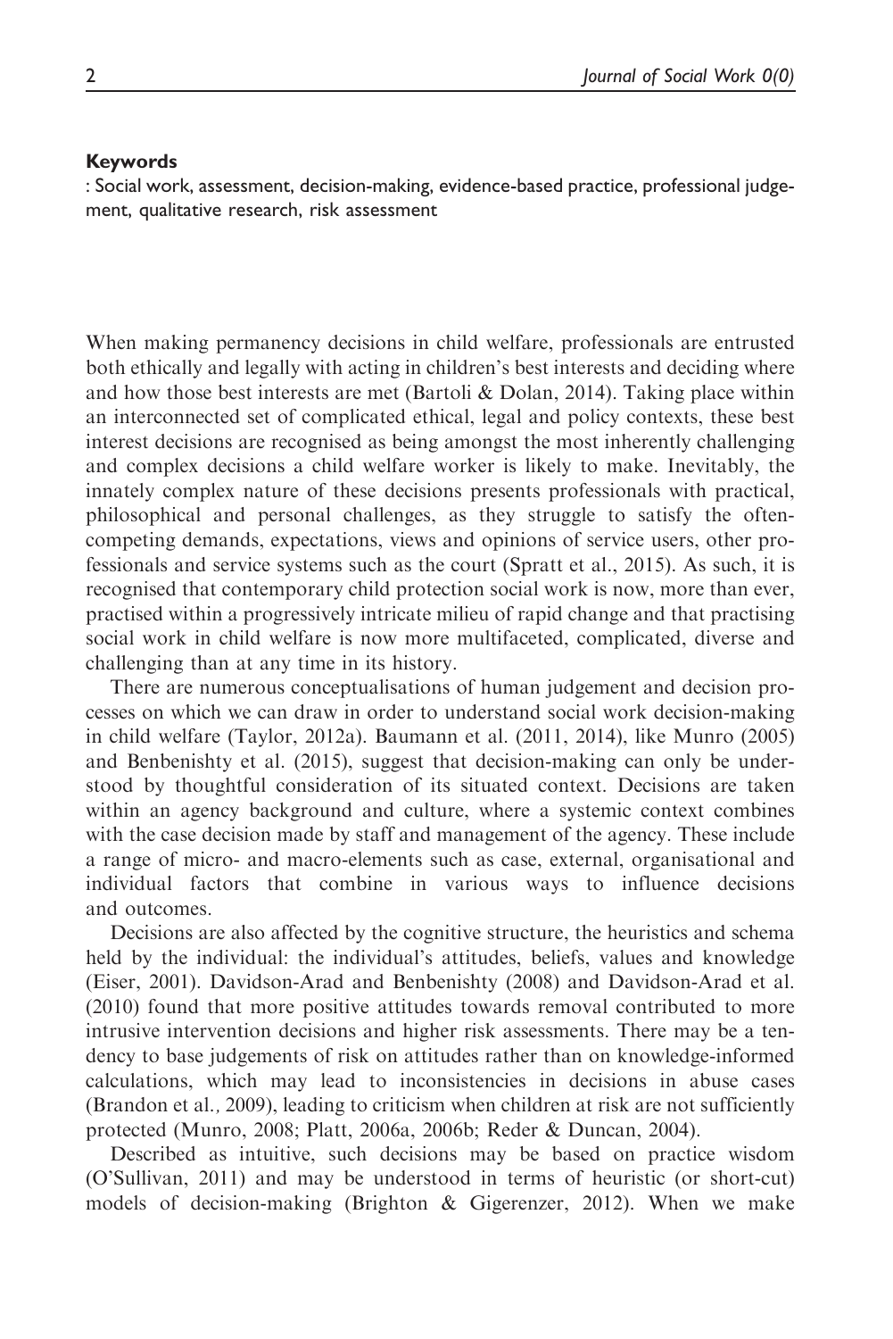#### Keywords

: Social work, assessment, decision-making, evidence-based practice, professional judgement, qualitative research, risk assessment

When making permanency decisions in child welfare, professionals are entrusted both ethically and legally with acting in children's best interests and deciding where and how those best interests are met (Bartoli & Dolan, 2014). Taking place within an interconnected set of complicated ethical, legal and policy contexts, these best interest decisions are recognised as being amongst the most inherently challenging and complex decisions a child welfare worker is likely to make. Inevitably, the innately complex nature of these decisions presents professionals with practical, philosophical and personal challenges, as they struggle to satisfy the often-competing demands, expectations, views and opinions of service users, other professionals and service systems such as the court (Spratt et al., 2015). As such, it is recognised that contemporary child protection social work is now, more than ever, practised within a progressively intricate milieu of rapid change and that practising social work in child welfare is now more multifaceted, complicated, diverse and challenging than at any time in its history.

There are numerous conceptualisations of human judgement and decision processes on which we can draw in order to understand social work decision-making in child welfare (Taylor, 2012a). Baumann et al. (2011, 2014), like Munro (2005) and Benbenishty et al. (2015), suggest that decision-making can only be understood by thoughtful consideration of its situated context. Decisions are taken within an agency background and culture, where a systemic context combines with the case decision made by staff and management of the agency. These include a range of micro- and macro-elements such as case, external, organisational and individual factors that combine in various ways to influence decisions and outcomes.

Decisions are also affected by the cognitive structure, the heuristics and schema held by the individual: the individual's attitudes, beliefs, values and knowledge (Eiser, 2001). Davidson-Arad and Benbenishty (2008) and Davidson-Arad et al. (2010) found that more positive attitudes towards removal contributed to more intrusive intervention decisions and higher risk assessments. There may be a tendency to base judgements of risk on attitudes rather than on knowledge-informed calculations, which may lead to inconsistencies in decisions in abuse cases (Brandon et al., 2009), leading to criticism when children at risk are not sufficiently protected (Munro, 2008; Platt, 2006a, 2006b; Reder & Duncan, 2004).

Described as intuitive, such decisions may be based on practice wisdom (O'Sullivan, 2011) and may be understood in terms of heuristic (or short-cut) models of decision-making (Brighton & Gigerenzer, 2012). When we make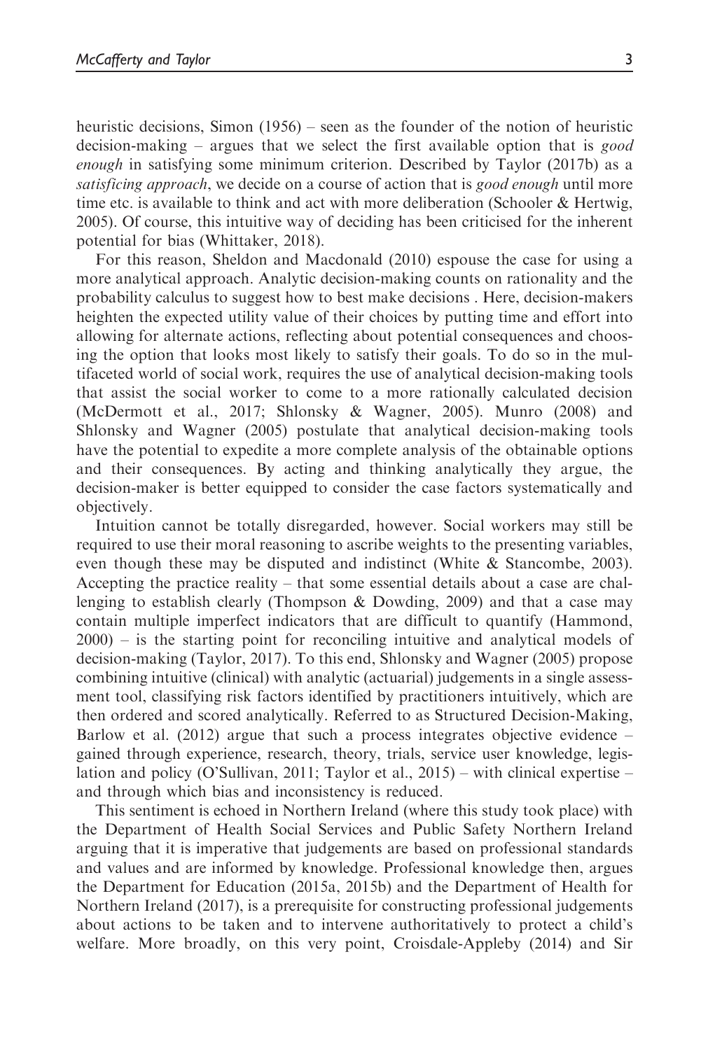heuristic decisions, Simon (1956) – seen as the founder of the notion of heuristic decision-making – argues that we select the first available option that is *good enough* in satisfying some minimum criterion. Described by Taylor (2017b) as a *satisficing approach*, we decide on a course of action that is *good enough* until more time etc. is available to think and act with more deliberation (Schooler & Hertwig, 2005). Of course, this intuitive way of deciding has been criticised for the inherent potential for bias (Whittaker, 2018).

For this reason, Sheldon and Macdonald (2010) espouse the case for using a more analytical approach. Analytic decision-making counts on rationality and the probability calculus to suggest how to best make decisions . Here, decision-makers heighten the expected utility value of their choices by putting time and effort into allowing for alternate actions, reflecting about potential consequences and choosing the option that looks most likely to satisfy their goals. To do so in the multifaceted world of social work, requires the use of analytical decision-making tools that assist the social worker to come to a more rationally calculated decision (McDermott et al., 2017; Shlonsky & Wagner, 2005). Munro (2008) and Shlonsky and Wagner (2005) postulate that analytical decision-making tools have the potential to expedite a more complete analysis of the obtainable options and their consequences. By acting and thinking analytically they argue, the decision-maker is better equipped to consider the case factors systematically and objectively.

Intuition cannot be totally disregarded, however. Social workers may still be required to use their moral reasoning to ascribe weights to the presenting variables, even though these may be disputed and indistinct (White & Stancombe, 2003). Accepting the practice reality – that some essential details about a case are challenging to establish clearly (Thompson & Dowding, 2009) and that a case may contain multiple imperfect indicators that are difficult to quantify (Hammond, 2000) – is the starting point for reconciling intuitive and analytical models of decision-making (Taylor, 2017). To this end, Shlonsky and Wagner (2005) propose combining intuitive (clinical) with analytic (actuarial) judgements in a single assessment tool, classifying risk factors identified by practitioners intuitively, which are then ordered and scored analytically. Referred to as Structured Decision-Making, Barlow et al. (2012) argue that such a process integrates objective evidence – gained through experience, research, theory, trials, service user knowledge, legislation and policy (O'Sullivan, 2011; Taylor et al., 2015) – with clinical expertise – and through which bias and inconsistency is reduced.

This sentiment is echoed in Northern Ireland (where this study took place) with the Department of Health Social Services and Public Safety Northern Ireland arguing that it is imperative that judgements are based on professional standards and values and are informed by knowledge. Professional knowledge then, argues the Department for Education (2015a, 2015b) and the Department of Health for Northern Ireland (2017), is a prerequisite for constructing professional judgements about actions to be taken and to intervene authoritatively to protect a child's welfare. More broadly, on this very point, Croisdale-Appleby (2014) and Sir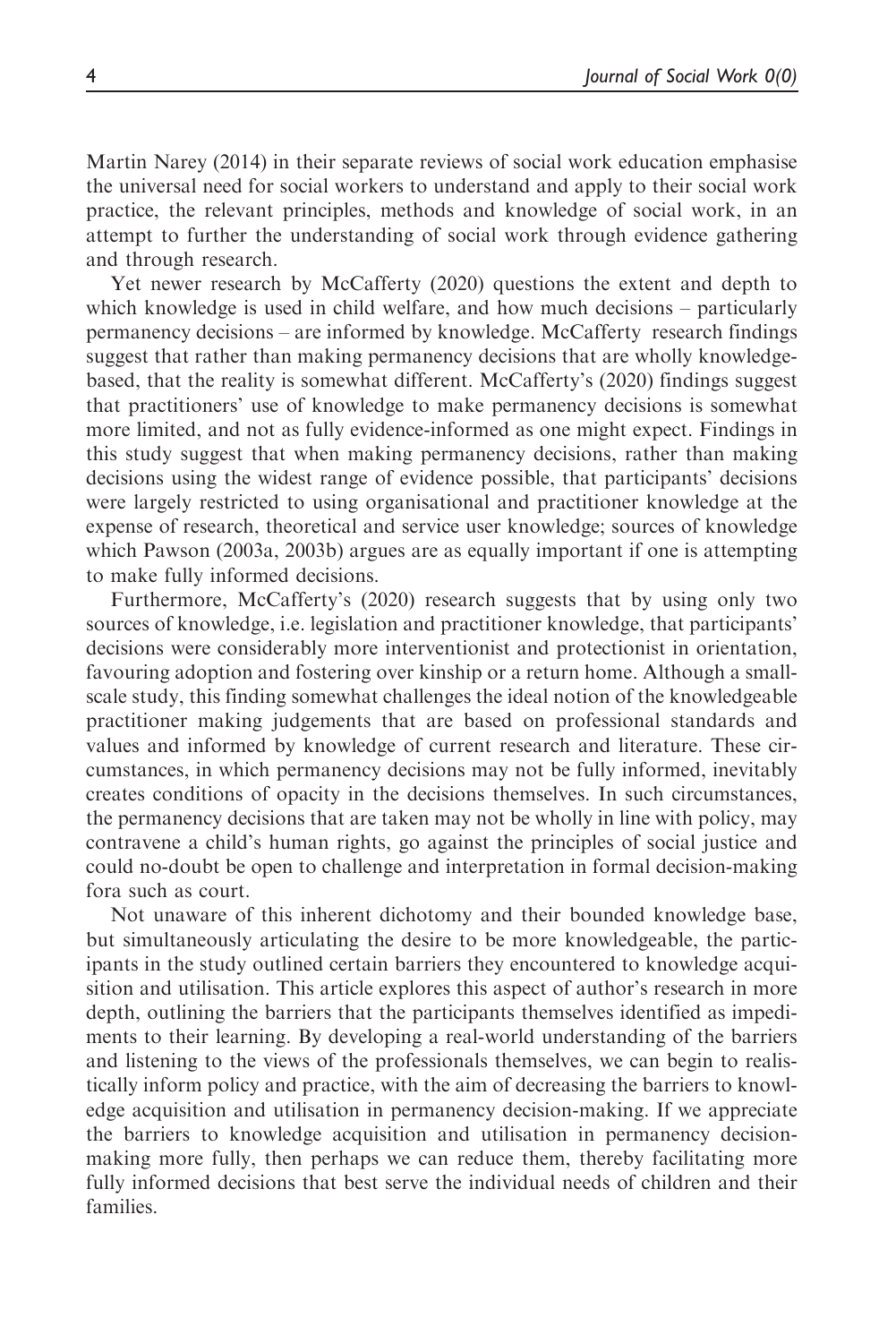Martin Narey (2014) in their separate reviews of social work education emphasise the universal need for social workers to understand and apply to their social work practice, the relevant principles, methods and knowledge of social work, in an attempt to further the understanding of social work through evidence gathering and through research.

Yet newer research by McCafferty (2020) questions the extent and depth to which knowledge is used in child welfare, and how much decisions – particularly permanency decisions – are informed by knowledge. McCafferty research findings suggest that rather than making permanency decisions that are wholly knowledge-based, that the reality is somewhat different. McCafferty's (2020) findings suggest that practitioners' use of knowledge to make permanency decisions is somewhat more limited, and not as fully evidence-informed as one might expect. Findings in this study suggest that when making permanency decisions, rather than making decisions using the widest range of evidence possible, that participants' decisions were largely restricted to using organisational and practitioner knowledge at the expense of research, theoretical and service user knowledge; sources of knowledge which Pawson (2003a, 2003b) argues are as equally important if one is attempting to make fully informed decisions.

Furthermore, McCafferty's (2020) research suggests that by using only two sources of knowledge, i.e. legislation and practitioner knowledge, that participants' decisions were considerably more interventionist and protectionist in orientation, favouring adoption and fostering over kinship or a return home. Although a small-scale study, this finding somewhat challenges the ideal notion of the knowledgeable practitioner making judgements that are based on professional standards and values and informed by knowledge of current research and literature. These circumstances, in which permanency decisions may not be fully informed, inevitably creates conditions of opacity in the decisions themselves. In such circumstances, the permanency decisions that are taken may not be wholly in line with policy, may contravene a child's human rights, go against the principles of social justice and could no-doubt be open to challenge and interpretation in formal decision-making fora such as court.

Not unaware of this inherent dichotomy and their bounded knowledge base, but simultaneously articulating the desire to be more knowledgeable, the participants in the study outlined certain barriers they encountered to knowledge acquisition and utilisation. This article explores this aspect of author's research in more depth, outlining the barriers that the participants themselves identified as impediments to their learning. By developing a real-world understanding of the barriers and listening to the views of the professionals themselves, we can begin to realistically inform policy and practice, with the aim of decreasing the barriers to knowledge acquisition and utilisation in permanency decision-making. If we appreciate the barriers to knowledge acquisition and utilisation in permanency decision-making more fully, then perhaps we can reduce them, thereby facilitating more fully informed decisions that best serve the individual needs of children and their families.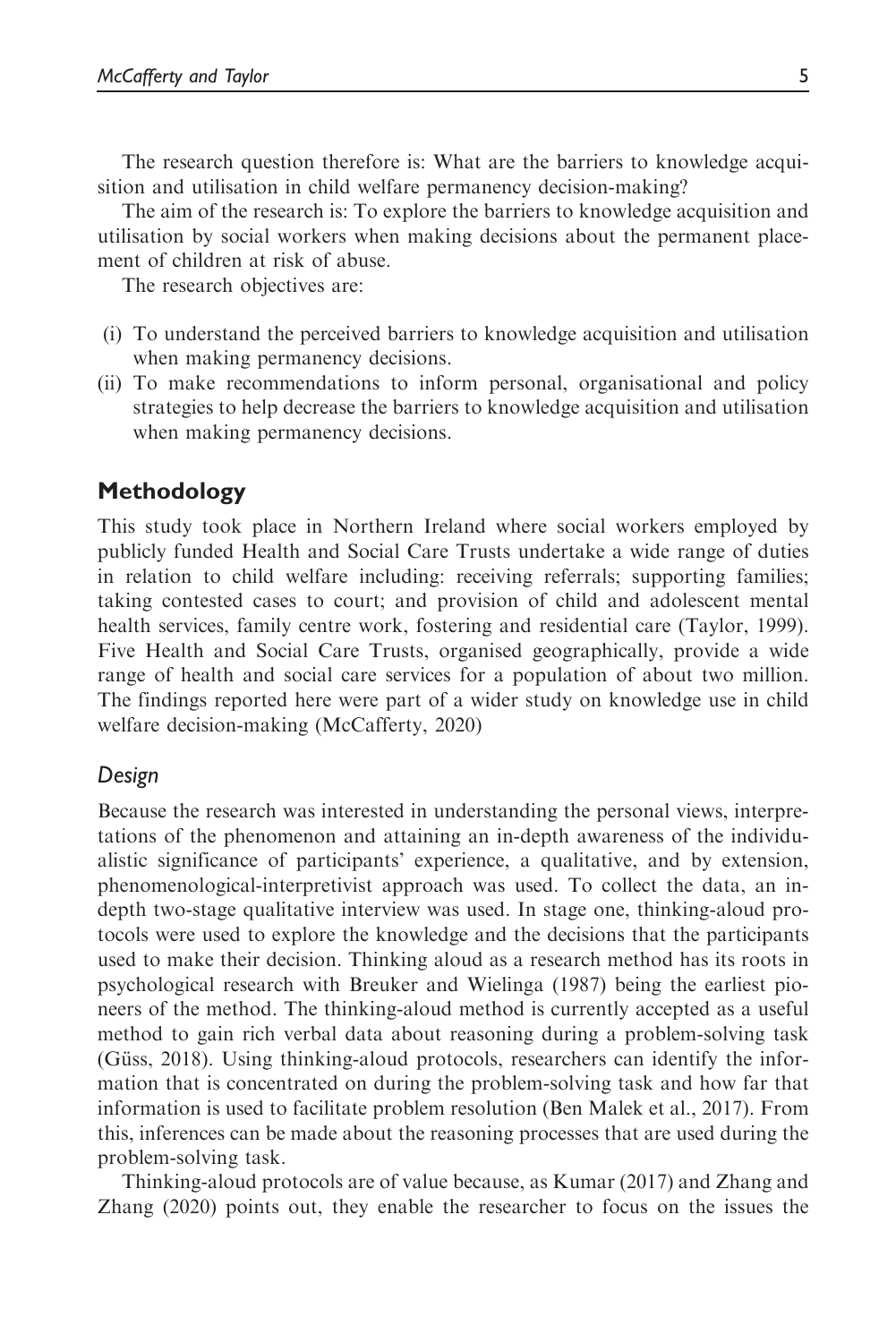The research question therefore is: What are the barriers to knowledge acquisition and utilisation in child welfare permanency decision-making?

The aim of the research is: To explore the barriers to knowledge acquisition and utilisation by social workers when making decisions about the permanent placement of children at risk of abuse.

The research objectives are:

(i) To understand the perceived barriers to knowledge acquisition and utilisation when making permanency decisions.
(ii) To make recommendations to inform personal, organisational and policy strategies to help decrease the barriers to knowledge acquisition and utilisation when making permanency decisions.

## Methodology

This study took place in Northern Ireland where social workers employed by publicly funded Health and Social Care Trusts undertake a wide range of duties in relation to child welfare including: receiving referrals; supporting families; taking contested cases to court; and provision of child and adolescent mental health services, family centre work, fostering and residential care (Taylor, 1999). Five Health and Social Care Trusts, organised geographically, provide a wide range of health and social care services for a population of about two million. The findings reported here were part of a wider study on knowledge use in child welfare decision-making (McCafferty, 2020)

### *Design*

Because the research was interested in understanding the personal views, interpretations of the phenomenon and attaining an in-depth awareness of the individualistic significance of participants' experience, a qualitative, and by extension, phenomenological-interpretivist approach was used. To collect the data, an in-depth two-stage qualitative interview was used. In stage one, thinking-aloud protocols were used to explore the knowledge and the decisions that the participants used to make their decision. Thinking aloud as a research method has its roots in psychological research with Breuker and Wielinga (1987) being the earliest pioneers of the method. The thinking-aloud method is currently accepted as a useful method to gain rich verbal data about reasoning during a problem-solving task (Güss, 2018). Using thinking-aloud protocols, researchers can identify the information that is concentrated on during the problem-solving task and how far that information is used to facilitate problem resolution (Ben Malek et al., 2017). From this, inferences can be made about the reasoning processes that are used during the problem-solving task.

Thinking-aloud protocols are of value because, as Kumar (2017) and Zhang and Zhang (2020) points out, they enable the researcher to focus on the issues the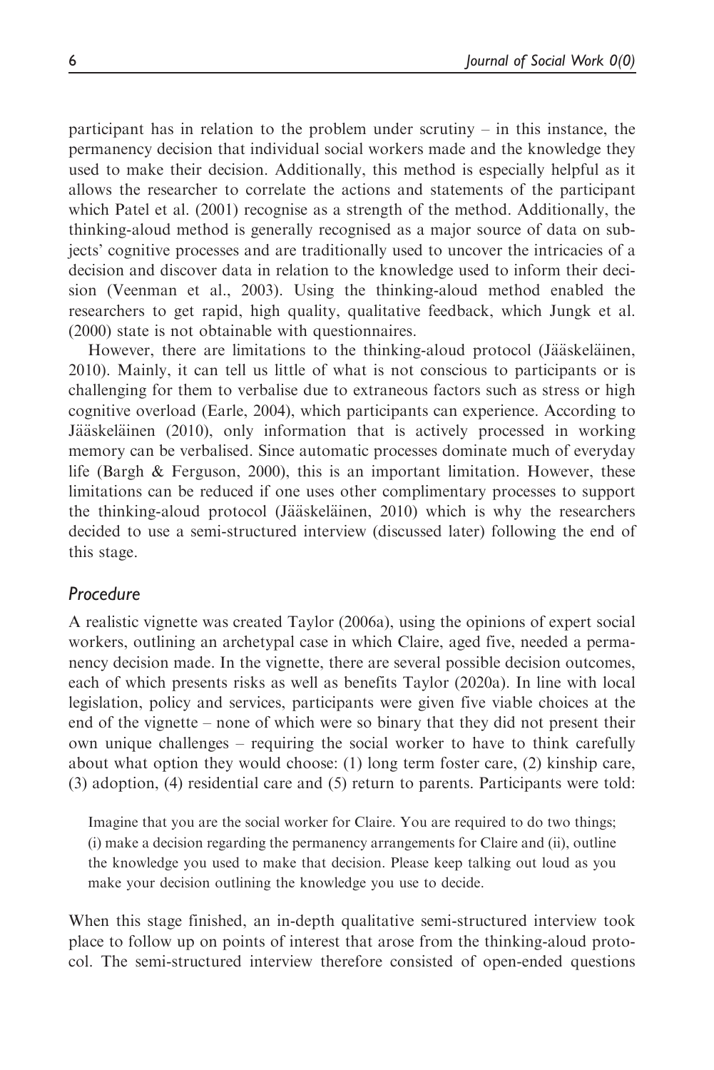participant has in relation to the problem under scrutiny – in this instance, the permanency decision that individual social workers made and the knowledge they used to make their decision. Additionally, this method is especially helpful as it allows the researcher to correlate the actions and statements of the participant which Patel et al. (2001) recognise as a strength of the method. Additionally, the thinking-aloud method is generally recognised as a major source of data on subjects' cognitive processes and are traditionally used to uncover the intricacies of a decision and discover data in relation to the knowledge used to inform their decision (Veenman et al., 2003). Using the thinking-aloud method enabled the researchers to get rapid, high quality, qualitative feedback, which Jungk et al. (2000) state is not obtainable with questionnaires.

However, there are limitations to the thinking-aloud protocol (Jääskeläinen, 2010). Mainly, it can tell us little of what is not conscious to participants or is challenging for them to verbalise due to extraneous factors such as stress or high cognitive overload (Earle, 2004), which participants can experience. According to Jääskeläinen (2010), only information that is actively processed in working memory can be verbalised. Since automatic processes dominate much of everyday life (Bargh & Ferguson, 2000), this is an important limitation. However, these limitations can be reduced if one uses other complimentary processes to support the thinking-aloud protocol (Jääskeläinen, 2010) which is why the researchers decided to use a semi-structured interview (discussed later) following the end of this stage.

### *Procedure*

A realistic vignette was created Taylor (2006a), using the opinions of expert social workers, outlining an archetypal case in which Claire, aged five, needed a permanency decision made. In the vignette, there are several possible decision outcomes, each of which presents risks as well as benefits Taylor (2020a). In line with local legislation, policy and services, participants were given five viable choices at the end of the vignette – none of which were so binary that they did not present their own unique challenges – requiring the social worker to have to think carefully about what option they would choose: (1) long term foster care, (2) kinship care, (3) adoption, (4) residential care and (5) return to parents. Participants were told:

> Imagine that you are the social worker for Claire. You are required to do two things; (i) make a decision regarding the permanency arrangements for Claire and (ii), outline the knowledge you used to make that decision. Please keep talking out loud as you make your decision outlining the knowledge you use to decide.

When this stage finished, an in-depth qualitative semi-structured interview took place to follow up on points of interest that arose from the thinking-aloud protocol. The semi-structured interview therefore consisted of open-ended questions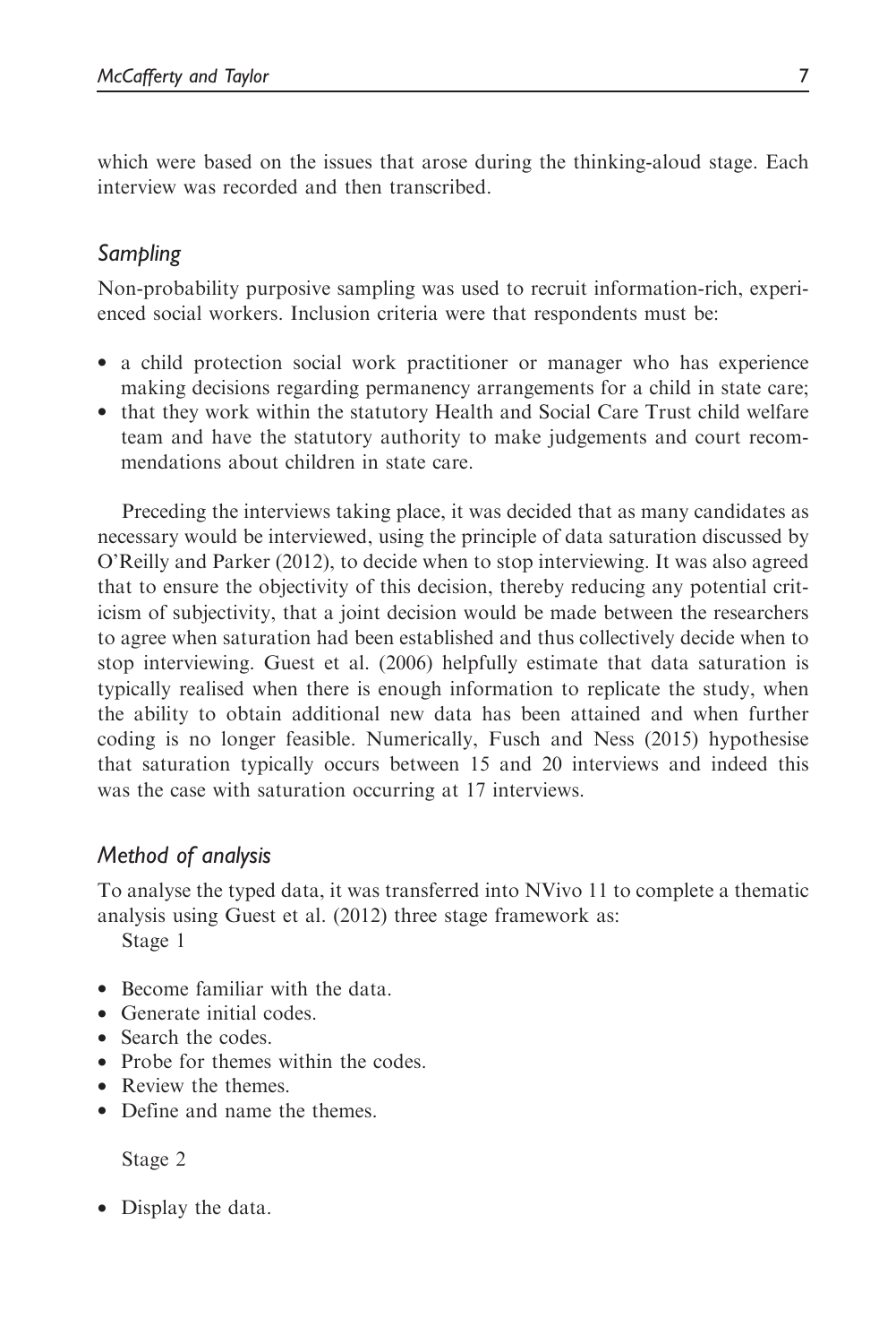which were based on the issues that arose during the thinking-aloud stage. Each interview was recorded and then transcribed.

### *Sampling*

Non-probability purposive sampling was used to recruit information-rich, experienced social workers. Inclusion criteria were that respondents must be:

- a child protection social work practitioner or manager who has experience making decisions regarding permanency arrangements for a child in state care;
- that they work within the statutory Health and Social Care Trust child welfare team and have the statutory authority to make judgements and court recommendations about children in state care.

Preceding the interviews taking place, it was decided that as many candidates as necessary would be interviewed, using the principle of data saturation discussed by O'Reilly and Parker (2012), to decide when to stop interviewing. It was also agreed that to ensure the objectivity of this decision, thereby reducing any potential criticism of subjectivity, that a joint decision would be made between the researchers to agree when saturation had been established and thus collectively decide when to stop interviewing. Guest et al. (2006) helpfully estimate that data saturation is typically realised when there is enough information to replicate the study, when the ability to obtain additional new data has been attained and when further coding is no longer feasible. Numerically, Fusch and Ness (2015) hypothesise that saturation typically occurs between 15 and 20 interviews and indeed this was the case with saturation occurring at 17 interviews.

### *Method of analysis*

To analyse the typed data, it was transferred into NVivo 11 to complete a thematic analysis using Guest et al. (2012) three stage framework as:

Stage 1

- Become familiar with the data.
- Generate initial codes.
- Search the codes.
- Probe for themes within the codes.
- Review the themes.
- Define and name the themes.

Stage 2

- Display the data.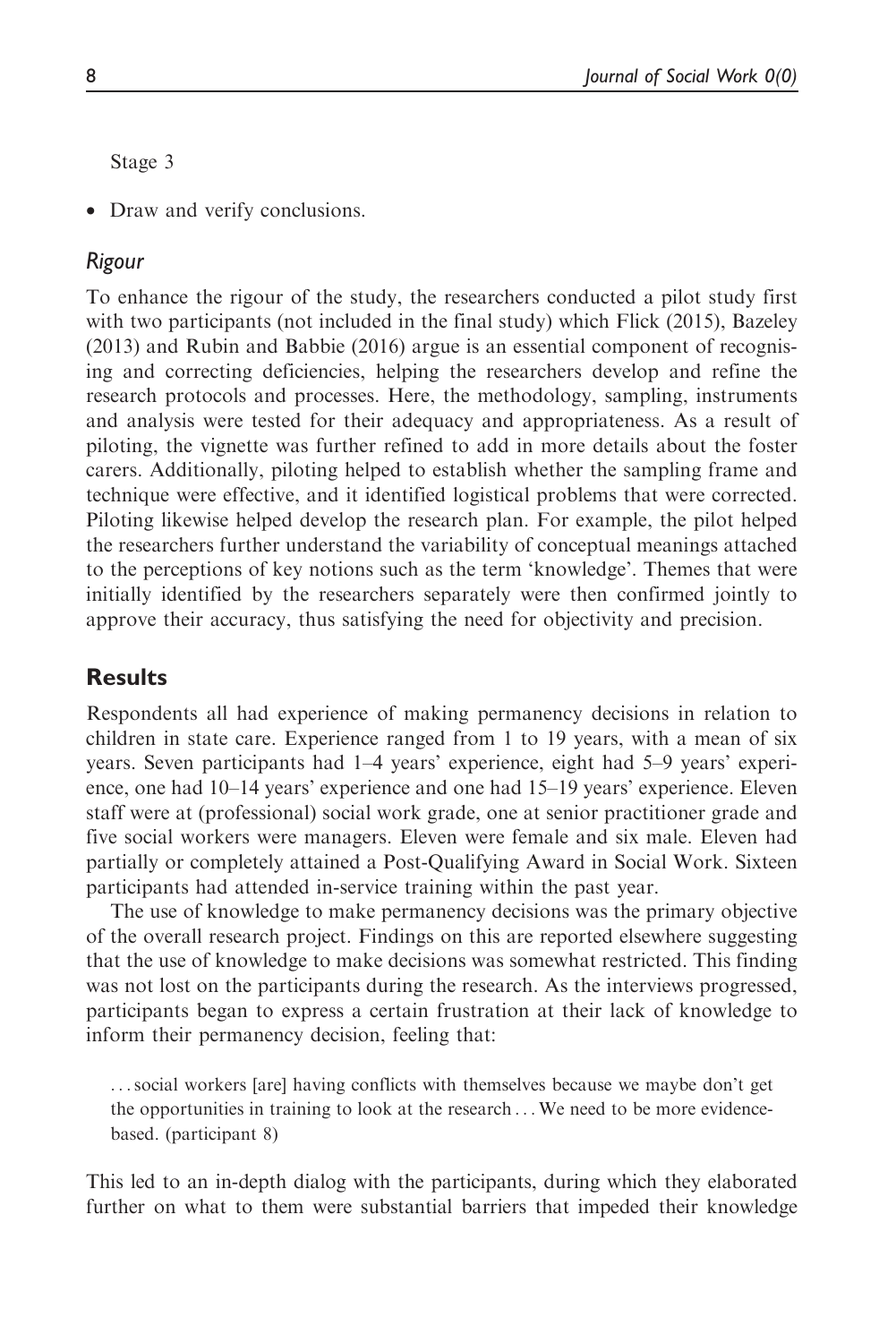Stage 3

- Draw and verify conclusions.

### *Rigour*

To enhance the rigour of the study, the researchers conducted a pilot study first with two participants (not included in the final study) which Flick (2015), Bazeley (2013) and Rubin and Babbie (2016) argue is an essential component of recognising and correcting deficiencies, helping the researchers develop and refine the research protocols and processes. Here, the methodology, sampling, instruments and analysis were tested for their adequacy and appropriateness. As a result of piloting, the vignette was further refined to add in more details about the foster carers. Additionally, piloting helped to establish whether the sampling frame and technique were effective, and it identified logistical problems that were corrected. Piloting likewise helped develop the research plan. For example, the pilot helped the researchers further understand the variability of conceptual meanings attached to the perceptions of key notions such as the term 'knowledge'. Themes that were initially identified by the researchers separately were then confirmed jointly to approve their accuracy, thus satisfying the need for objectivity and precision.

## Results

Respondents all had experience of making permanency decisions in relation to children in state care. Experience ranged from 1 to 19 years, with a mean of six years. Seven participants had 1–4 years' experience, eight had 5–9 years' experience, one had 10–14 years' experience and one had 15–19 years' experience. Eleven staff were at (professional) social work grade, one at senior practitioner grade and five social workers were managers. Eleven were female and six male. Eleven had partially or completely attained a Post-Qualifying Award in Social Work. Sixteen participants had attended in-service training within the past year.

The use of knowledge to make permanency decisions was the primary objective of the overall research project. Findings on this are reported elsewhere suggesting that the use of knowledge to make decisions was somewhat restricted. This finding was not lost on the participants during the research. As the interviews progressed, participants began to express a certain frustration at their lack of knowledge to inform their permanency decision, feeling that:

> ...social workers [are] having conflicts with themselves because we maybe don't get the opportunities in training to look at the research... We need to be more evidence-based. (participant 8)

This led to an in-depth dialog with the participants, during which they elaborated further on what to them were substantial barriers that impeded their knowledge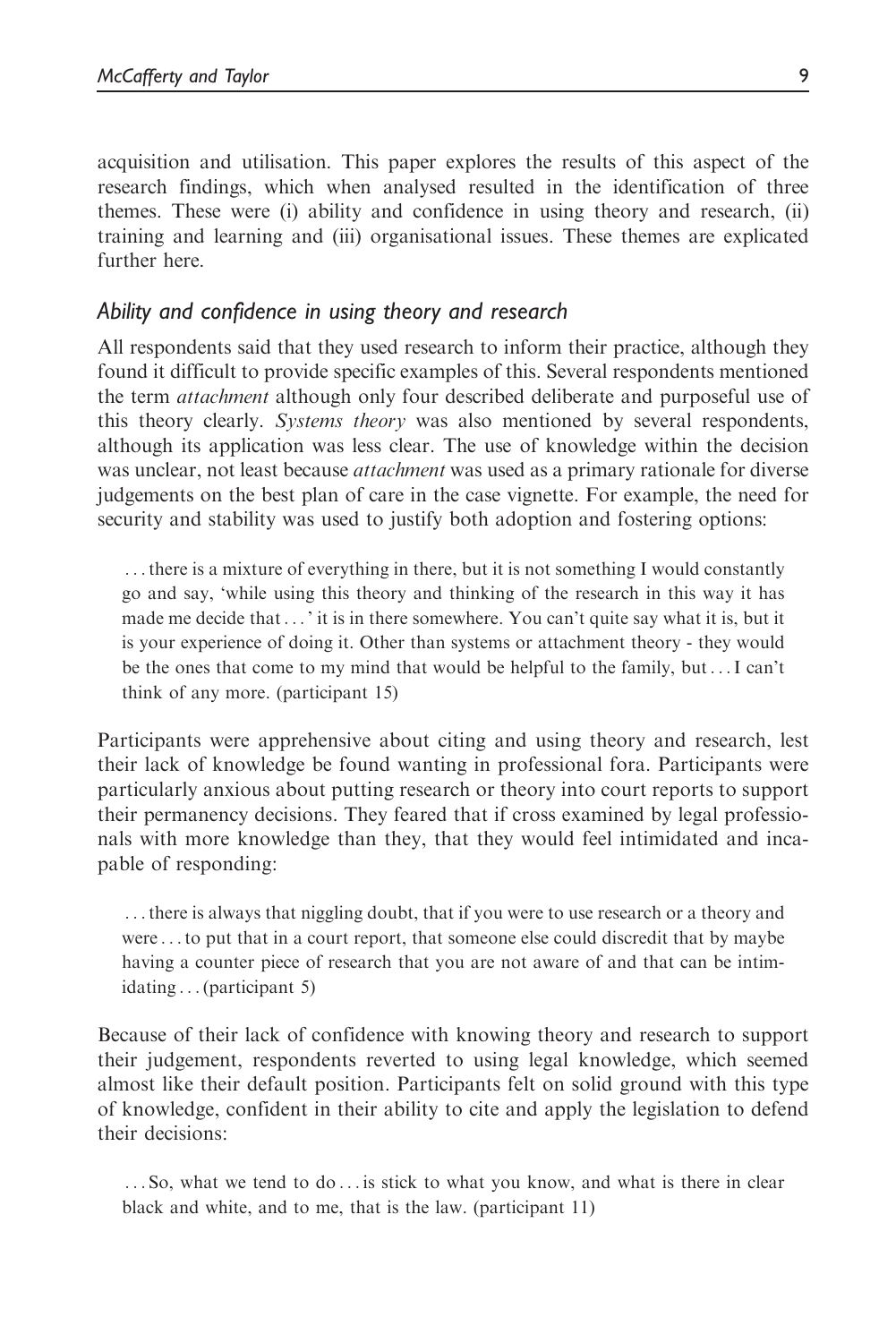acquisition and utilisation. This paper explores the results of this aspect of the research findings, which when analysed resulted in the identification of three themes. These were (i) ability and confidence in using theory and research, (ii) training and learning and (iii) organisational issues. These themes are explicated further here.

### *Ability and confidence in using theory and research*

All respondents said that they used research to inform their practice, although they found it difficult to provide specific examples of this. Several respondents mentioned the term *attachment* although only four described deliberate and purposeful use of this theory clearly. *Systems theory* was also mentioned by several respondents, although its application was less clear. The use of knowledge within the decision was unclear, not least because *attachment* was used as a primary rationale for diverse judgements on the best plan of care in the case vignette. For example, the need for security and stability was used to justify both adoption and fostering options:

> ... there is a mixture of everything in there, but it is not something I would constantly go and say, 'while using this theory and thinking of the research in this way it has made me decide that ... ' it is in there somewhere. You can't quite say what it is, but it is your experience of doing it. Other than systems or attachment theory - they would be the ones that come to my mind that would be helpful to the family, but ... I can't think of any more. (participant 15)

Participants were apprehensive about citing and using theory and research, lest their lack of knowledge be found wanting in professional fora. Participants were particularly anxious about putting research or theory into court reports to support their permanency decisions. They feared that if cross examined by legal professionals with more knowledge than they, that they would feel intimidated and incapable of responding:

> ... there is always that niggling doubt, that if you were to use research or a theory and were ... to put that in a court report, that someone else could discredit that by maybe having a counter piece of research that you are not aware of and that can be intimidating ... (participant 5)

Because of their lack of confidence with knowing theory and research to support their judgement, respondents reverted to using legal knowledge, which seemed almost like their default position. Participants felt on solid ground with this type of knowledge, confident in their ability to cite and apply the legislation to defend their decisions:

> ... So, what we tend to do ... is stick to what you know, and what is there in clear black and white, and to me, that is the law. (participant 11)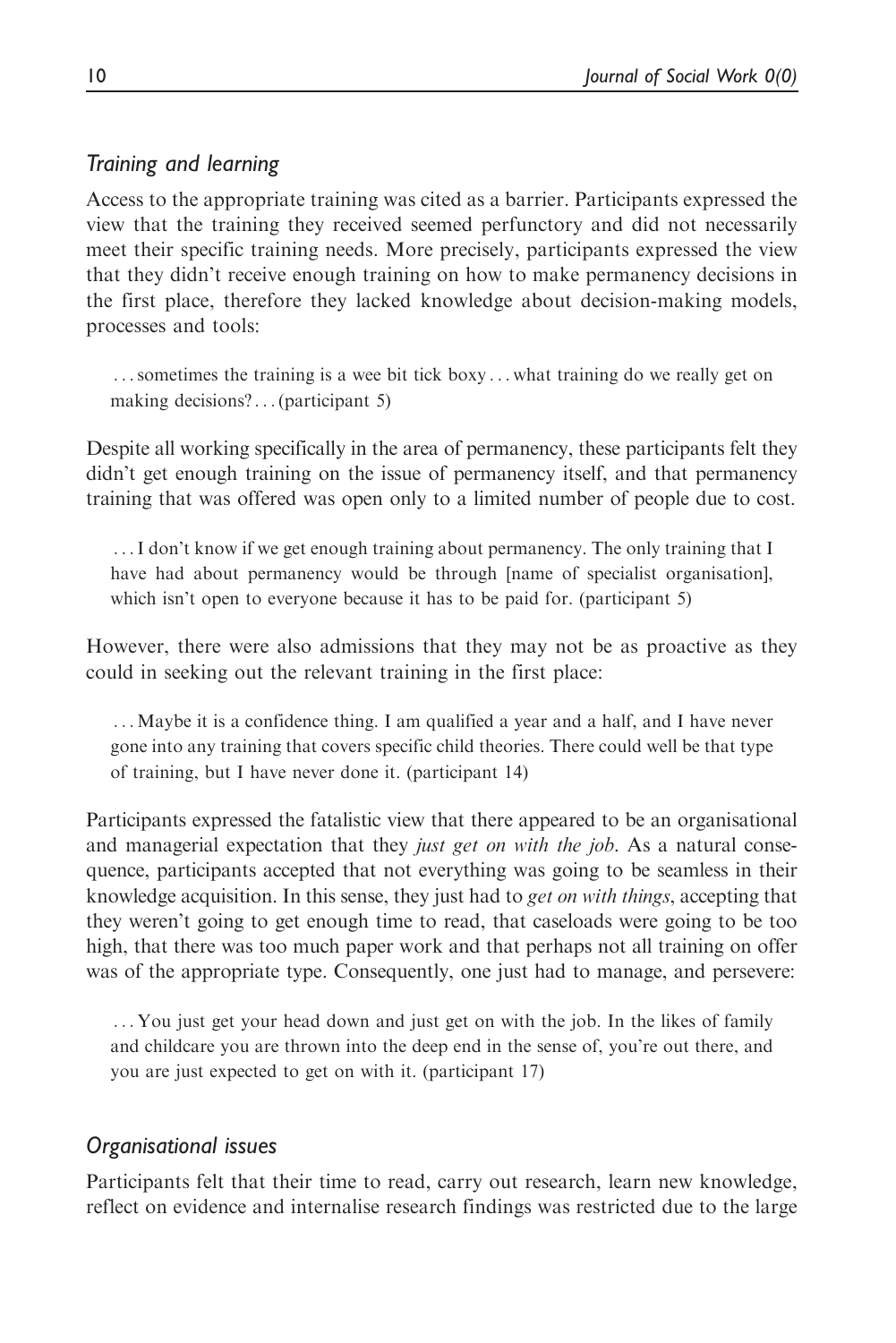### *Training and learning*

Access to the appropriate training was cited as a barrier. Participants expressed the view that the training they received seemed perfunctory and did not necessarily meet their specific training needs. More precisely, participants expressed the view that they didn't receive enough training on how to make permanency decisions in the first place, therefore they lacked knowledge about decision-making models, processes and tools:

> ...sometimes the training is a wee bit tick boxy...what training do we really get on making decisions?...(participant 5)

Despite all working specifically in the area of permanency, these participants felt they didn't get enough training on the issue of permanency itself, and that permanency training that was offered was open only to a limited number of people due to cost.

> ...I don't know if we get enough training about permanency. The only training that I have had about permanency would be through [name of specialist organisation], which isn't open to everyone because it has to be paid for. (participant 5)

However, there were also admissions that they may not be as proactive as they could in seeking out the relevant training in the first place:

> ...Maybe it is a confidence thing. I am qualified a year and a half, and I have never gone into any training that covers specific child theories. There could well be that type of training, but I have never done it. (participant 14)

Participants expressed the fatalistic view that there appeared to be an organisational and managerial expectation that they *just get on with the job*. As a natural consequence, participants accepted that not everything was going to be seamless in their knowledge acquisition. In this sense, they just had to *get on with things*, accepting that they weren't going to get enough time to read, that caseloads were going to be too high, that there was too much paper work and that perhaps not all training on offer was of the appropriate type. Consequently, one just had to manage, and persevere:

> ...You just get your head down and just get on with the job. In the likes of family and childcare you are thrown into the deep end in the sense of, you're out there, and you are just expected to get on with it. (participant 17)

### *Organisational issues*

Participants felt that their time to read, carry out research, learn new knowledge, reflect on evidence and internalise research findings was restricted due to the large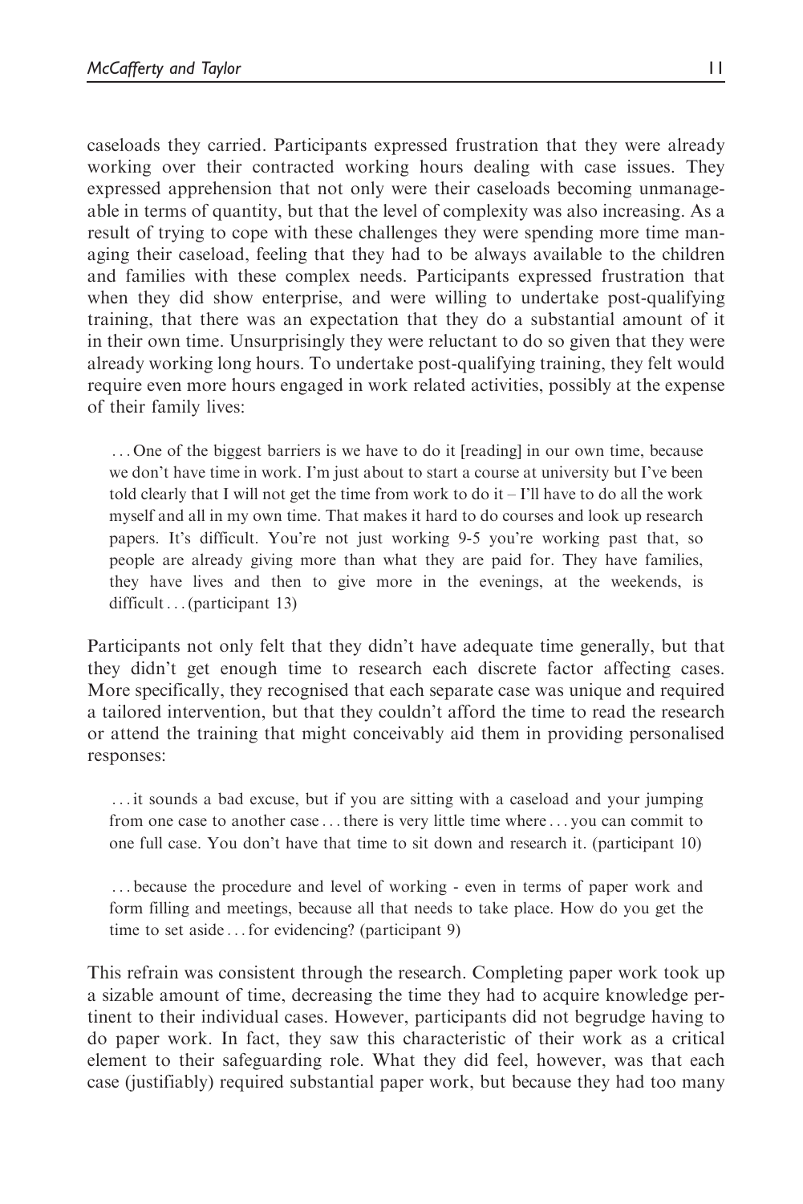caseloads they carried. Participants expressed frustration that they were already working over their contracted working hours dealing with case issues. They expressed apprehension that not only were their caseloads becoming unmanageable in terms of quantity, but that the level of complexity was also increasing. As a result of trying to cope with these challenges they were spending more time managing their caseload, feeling that they had to be always available to the children and families with these complex needs. Participants expressed frustration that when they did show enterprise, and were willing to undertake post-qualifying training, that there was an expectation that they do a substantial amount of it in their own time. Unsurprisingly they were reluctant to do so given that they were already working long hours. To undertake post-qualifying training, they felt would require even more hours engaged in work related activities, possibly at the expense of their family lives:

> . . . One of the biggest barriers is we have to do it [reading] in our own time, because we don't have time in work. I'm just about to start a course at university but I've been told clearly that I will not get the time from work to do it – I'll have to do all the work myself and all in my own time. That makes it hard to do courses and look up research papers. It's difficult. You're not just working 9-5 you're working past that, so people are already giving more than what they are paid for. They have families, they have lives and then to give more in the evenings, at the weekends, is difficult . . . (participant 13)

Participants not only felt that they didn't have adequate time generally, but that they didn't get enough time to research each discrete factor affecting cases. More specifically, they recognised that each separate case was unique and required a tailored intervention, but that they couldn't afford the time to read the research or attend the training that might conceivably aid them in providing personalised responses:

> . . . it sounds a bad excuse, but if you are sitting with a caseload and your jumping from one case to another case . . . there is very little time where . . . you can commit to one full case. You don't have that time to sit down and research it. (participant 10)

> . . . because the procedure and level of working - even in terms of paper work and form filling and meetings, because all that needs to take place. How do you get the time to set aside . . . for evidencing? (participant 9)

This refrain was consistent through the research. Completing paper work took up a sizable amount of time, decreasing the time they had to acquire knowledge pertinent to their individual cases. However, participants did not begrudge having to do paper work. In fact, they saw this characteristic of their work as a critical element to their safeguarding role. What they did feel, however, was that each case (justifiably) required substantial paper work, but because they had too many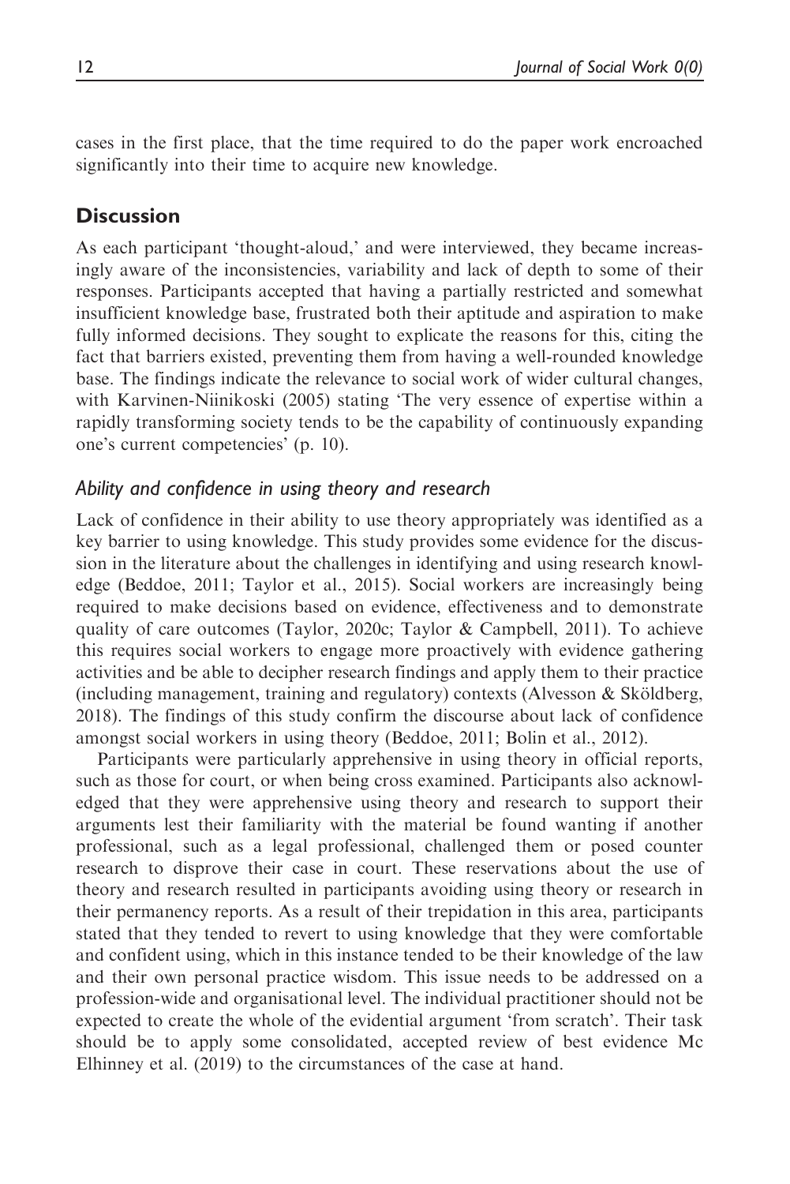cases in the first place, that the time required to do the paper work encroached significantly into their time to acquire new knowledge.

## Discussion

As each participant 'thought-aloud,' and were interviewed, they became increasingly aware of the inconsistencies, variability and lack of depth to some of their responses. Participants accepted that having a partially restricted and somewhat insufficient knowledge base, frustrated both their aptitude and aspiration to make fully informed decisions. They sought to explicate the reasons for this, citing the fact that barriers existed, preventing them from having a well-rounded knowledge base. The findings indicate the relevance to social work of wider cultural changes, with Karvinen-Niinikoski (2005) stating 'The very essence of expertise within a rapidly transforming society tends to be the capability of continuously expanding one's current competencies' (p. 10).

### *Ability and confidence in using theory and research*

Lack of confidence in their ability to use theory appropriately was identified as a key barrier to using knowledge. This study provides some evidence for the discussion in the literature about the challenges in identifying and using research knowledge (Beddoe, 2011; Taylor et al., 2015). Social workers are increasingly being required to make decisions based on evidence, effectiveness and to demonstrate quality of care outcomes (Taylor, 2020c; Taylor & Campbell, 2011). To achieve this requires social workers to engage more proactively with evidence gathering activities and be able to decipher research findings and apply them to their practice (including management, training and regulatory) contexts (Alvesson & Sköldberg, 2018). The findings of this study confirm the discourse about lack of confidence amongst social workers in using theory (Beddoe, 2011; Bolin et al., 2012).

Participants were particularly apprehensive in using theory in official reports, such as those for court, or when being cross examined. Participants also acknowledged that they were apprehensive using theory and research to support their arguments lest their familiarity with the material be found wanting if another professional, such as a legal professional, challenged them or posed counter research to disprove their case in court. These reservations about the use of theory and research resulted in participants avoiding using theory or research in their permanency reports. As a result of their trepidation in this area, participants stated that they tended to revert to using knowledge that they were comfortable and confident using, which in this instance tended to be their knowledge of the law and their own personal practice wisdom. This issue needs to be addressed on a profession-wide and organisational level. The individual practitioner should not be expected to create the whole of the evidential argument 'from scratch'. Their task should be to apply some consolidated, accepted review of best evidence Mc Elhinney et al. (2019) to the circumstances of the case at hand.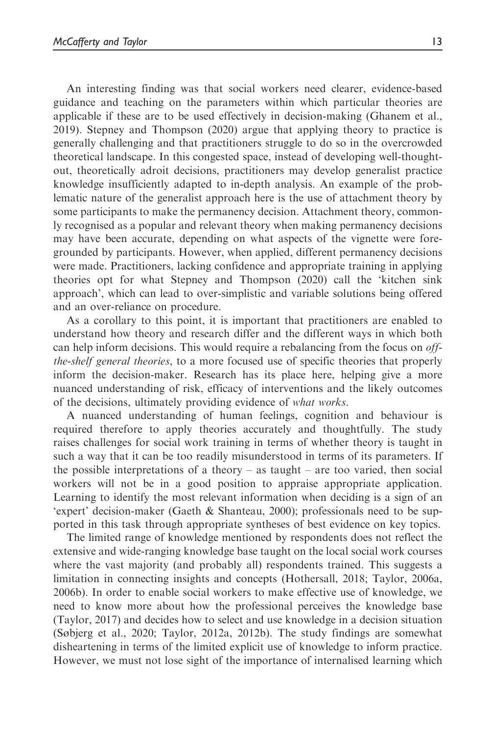An interesting finding was that social workers need clearer, evidence-based guidance and teaching on the parameters within which particular theories are applicable if these are to be used effectively in decision-making (Ghanem et al., 2019). Stepney and Thompson (2020) argue that applying theory to practice is generally challenging and that practitioners struggle to do so in the overcrowded theoretical landscape. In this congested space, instead of developing well-thought-out, theoretically adroit decisions, practitioners may develop generalist practice knowledge insufficiently adapted to in-depth analysis. An example of the problematic nature of the generalist approach here is the use of attachment theory by some participants to make the permanency decision. Attachment theory, commonly recognised as a popular and relevant theory when making permanency decisions may have been accurate, depending on what aspects of the vignette were foregrounded by participants. However, when applied, different permanency decisions were made. Practitioners, lacking confidence and appropriate training in applying theories opt for what Stepney and Thompson (2020) call the 'kitchen sink approach', which can lead to over-simplistic and variable solutions being offered and an over-reliance on procedure.

As a corollary to this point, it is important that practitioners are enabled to understand how theory and research differ and the different ways in which both can help inform decisions. This would require a rebalancing from the focus on *off-the-shelf general theories*, to a more focused use of specific theories that properly inform the decision-maker. Research has its place here, helping give a more nuanced understanding of risk, efficacy of interventions and the likely outcomes of the decisions, ultimately providing evidence of *what works*.

A nuanced understanding of human feelings, cognition and behaviour is required therefore to apply theories accurately and thoughtfully. The study raises challenges for social work training in terms of whether theory is taught in such a way that it can be too readily misunderstood in terms of its parameters. If the possible interpretations of a theory – as taught – are too varied, then social workers will not be in a good position to appraise appropriate application. Learning to identify the most relevant information when deciding is a sign of an 'expert' decision-maker (Gaeth & Shanteau, 2000); professionals need to be supported in this task through appropriate syntheses of best evidence on key topics.

The limited range of knowledge mentioned by respondents does not reflect the extensive and wide-ranging knowledge base taught on the local social work courses where the vast majority (and probably all) respondents trained. This suggests a limitation in connecting insights and concepts (Hothersall, 2018; Taylor, 2006a, 2006b). In order to enable social workers to make effective use of knowledge, we need to know more about how the professional perceives the knowledge base (Taylor, 2017) and decides how to select and use knowledge in a decision situation (Søbjerg et al., 2020; Taylor, 2012a, 2012b). The study findings are somewhat disheartening in terms of the limited explicit use of knowledge to inform practice. However, we must not lose sight of the importance of internalised learning which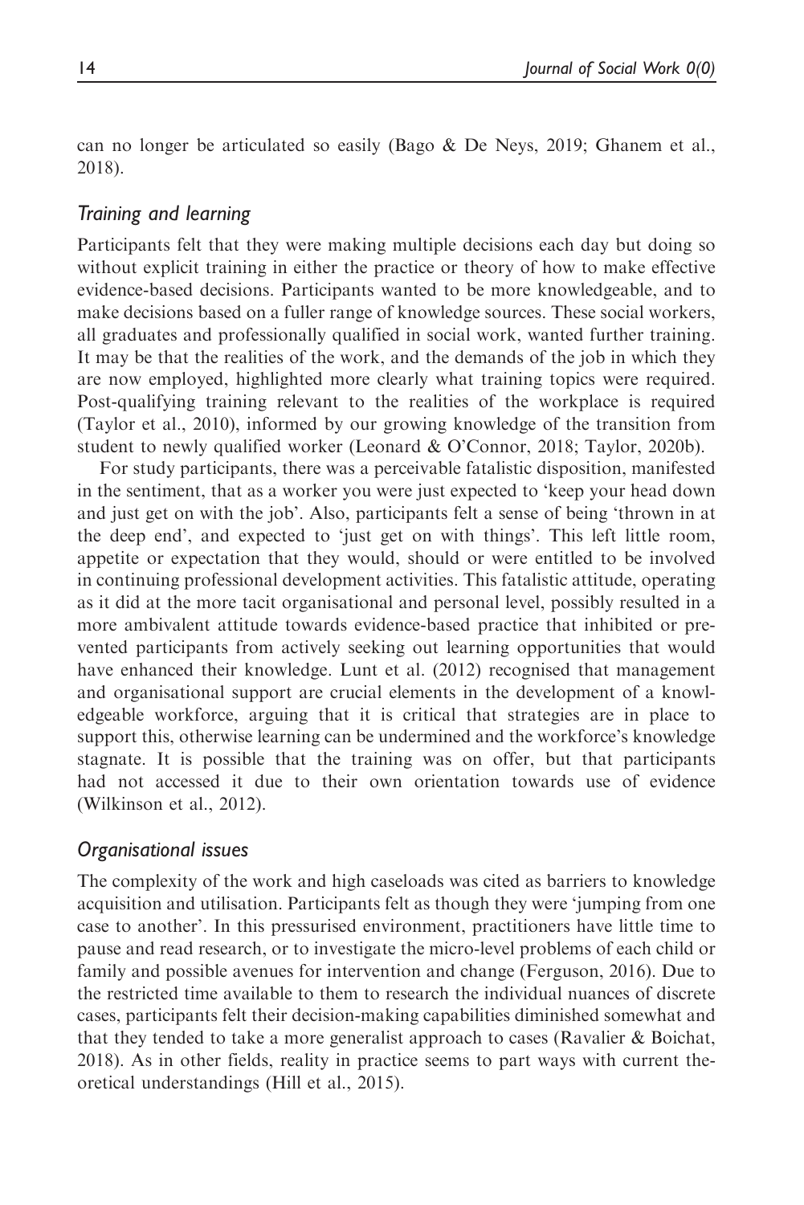can no longer be articulated so easily (Bago & De Neys, 2019; Ghanem et al., 2018).

### *Training and learning*

Participants felt that they were making multiple decisions each day but doing so without explicit training in either the practice or theory of how to make effective evidence-based decisions. Participants wanted to be more knowledgeable, and to make decisions based on a fuller range of knowledge sources. These social workers, all graduates and professionally qualified in social work, wanted further training. It may be that the realities of the work, and the demands of the job in which they are now employed, highlighted more clearly what training topics were required. Post-qualifying training relevant to the realities of the workplace is required (Taylor et al., 2010), informed by our growing knowledge of the transition from student to newly qualified worker (Leonard & O'Connor, 2018; Taylor, 2020b).

For study participants, there was a perceivable fatalistic disposition, manifested in the sentiment, that as a worker you were just expected to 'keep your head down and just get on with the job'. Also, participants felt a sense of being 'thrown in at the deep end', and expected to 'just get on with things'. This left little room, appetite or expectation that they would, should or were entitled to be involved in continuing professional development activities. This fatalistic attitude, operating as it did at the more tacit organisational and personal level, possibly resulted in a more ambivalent attitude towards evidence-based practice that inhibited or prevented participants from actively seeking out learning opportunities that would have enhanced their knowledge. Lunt et al. (2012) recognised that management and organisational support are crucial elements in the development of a knowledgeable workforce, arguing that it is critical that strategies are in place to support this, otherwise learning can be undermined and the workforce's knowledge stagnate. It is possible that the training was on offer, but that participants had not accessed it due to their own orientation towards use of evidence (Wilkinson et al., 2012).

### *Organisational issues*

The complexity of the work and high caseloads was cited as barriers to knowledge acquisition and utilisation. Participants felt as though they were 'jumping from one case to another'. In this pressurised environment, practitioners have little time to pause and read research, or to investigate the micro-level problems of each child or family and possible avenues for intervention and change (Ferguson, 2016). Due to the restricted time available to them to research the individual nuances of discrete cases, participants felt their decision-making capabilities diminished somewhat and that they tended to take a more generalist approach to cases (Ravalier & Boichat, 2018). As in other fields, reality in practice seems to part ways with current theoretical understandings (Hill et al., 2015).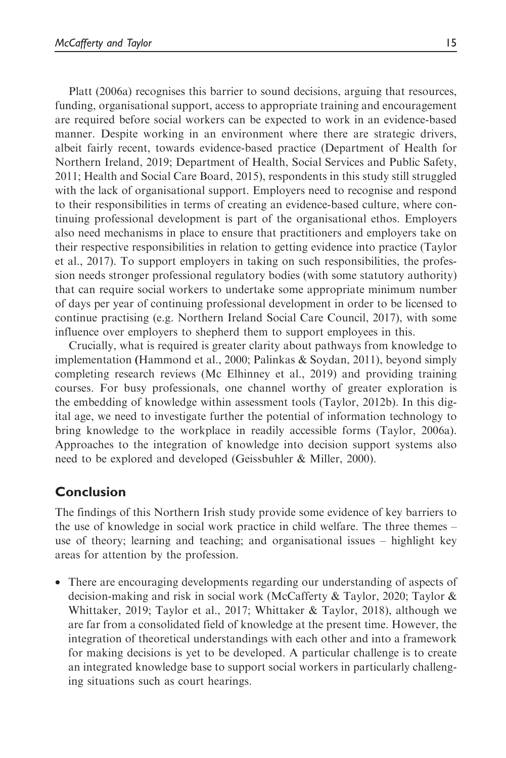Platt (2006a) recognises this barrier to sound decisions, arguing that resources, funding, organisational support, access to appropriate training and encouragement are required before social workers can be expected to work in an evidence-based manner. Despite working in an environment where there are strategic drivers, albeit fairly recent, towards evidence-based practice (Department of Health for Northern Ireland, 2019; Department of Health, Social Services and Public Safety, 2011; Health and Social Care Board, 2015), respondents in this study still struggled with the lack of organisational support. Employers need to recognise and respond to their responsibilities in terms of creating an evidence-based culture, where continuing professional development is part of the organisational ethos. Employers also need mechanisms in place to ensure that practitioners and employers take on their respective responsibilities in relation to getting evidence into practice (Taylor et al., 2017). To support employers in taking on such responsibilities, the profession needs stronger professional regulatory bodies (with some statutory authority) that can require social workers to undertake some appropriate minimum number of days per year of continuing professional development in order to be licensed to continue practising (e.g. Northern Ireland Social Care Council, 2017), with some influence over employers to shepherd them to support employees in this.

Crucially, what is required is greater clarity about pathways from knowledge to implementation (Hammond et al., 2000; Palinkas & Soydan, 2011), beyond simply completing research reviews (Mc Elhinney et al., 2019) and providing training courses. For busy professionals, one channel worthy of greater exploration is the embedding of knowledge within assessment tools (Taylor, 2012b). In this digital age, we need to investigate further the potential of information technology to bring knowledge to the workplace in readily accessible forms (Taylor, 2006a). Approaches to the integration of knowledge into decision support systems also need to be explored and developed (Geissbuhler & Miller, 2000).

## Conclusion

The findings of this Northern Irish study provide some evidence of key barriers to the use of knowledge in social work practice in child welfare. The three themes – use of theory; learning and teaching; and organisational issues – highlight key areas for attention by the profession.

- There are encouraging developments regarding our understanding of aspects of decision-making and risk in social work (McCafferty & Taylor, 2020; Taylor & Whittaker, 2019; Taylor et al., 2017; Whittaker & Taylor, 2018), although we are far from a consolidated field of knowledge at the present time. However, the integration of theoretical understandings with each other and into a framework for making decisions is yet to be developed. A particular challenge is to create an integrated knowledge base to support social workers in particularly challenging situations such as court hearings.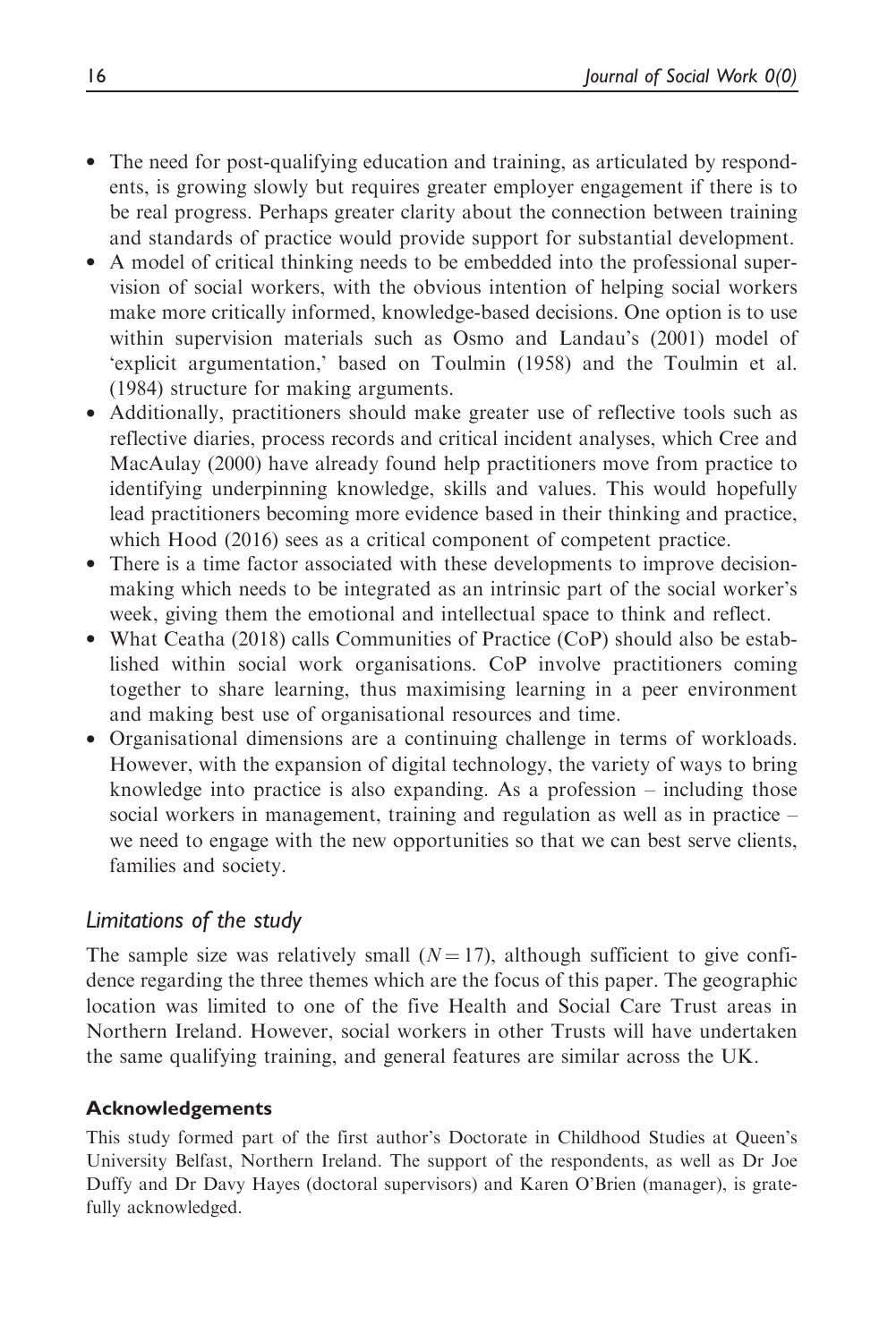- The need for post-qualifying education and training, as articulated by respondents, is growing slowly but requires greater employer engagement if there is to be real progress. Perhaps greater clarity about the connection between training and standards of practice would provide support for substantial development.
- A model of critical thinking needs to be embedded into the professional supervision of social workers, with the obvious intention of helping social workers make more critically informed, knowledge-based decisions. One option is to use within supervision materials such as Osmo and Landau's (2001) model of 'explicit argumentation,' based on Toulmin (1958) and the Toulmin et al. (1984) structure for making arguments.
- Additionally, practitioners should make greater use of reflective tools such as reflective diaries, process records and critical incident analyses, which Cree and MacAulay (2000) have already found help practitioners move from practice to identifying underpinning knowledge, skills and values. This would hopefully lead practitioners becoming more evidence based in their thinking and practice, which Hood (2016) sees as a critical component of competent practice.
- There is a time factor associated with these developments to improve decision-making which needs to be integrated as an intrinsic part of the social worker's week, giving them the emotional and intellectual space to think and reflect.
- What Ceatha (2018) calls Communities of Practice (CoP) should also be established within social work organisations. CoP involve practitioners coming together to share learning, thus maximising learning in a peer environment and making best use of organisational resources and time.
- Organisational dimensions are a continuing challenge in terms of workloads. However, with the expansion of digital technology, the variety of ways to bring knowledge into practice is also expanding. As a profession – including those social workers in management, training and regulation as well as in practice – we need to engage with the new opportunities so that we can best serve clients, families and society.

### *Limitations of the study*

The sample size was relatively small ($N = 17$), although sufficient to give confidence regarding the three themes which are the focus of this paper. The geographic location was limited to one of the five Health and Social Care Trust areas in Northern Ireland. However, social workers in other Trusts will have undertaken the same qualifying training, and general features are similar across the UK.

## Acknowledgements

This study formed part of the first author's Doctorate in Childhood Studies at Queen's University Belfast, Northern Ireland. The support of the respondents, as well as Dr Joe Duffy and Dr Davy Hayes (doctoral supervisors) and Karen O'Brien (manager), is gratefully acknowledged.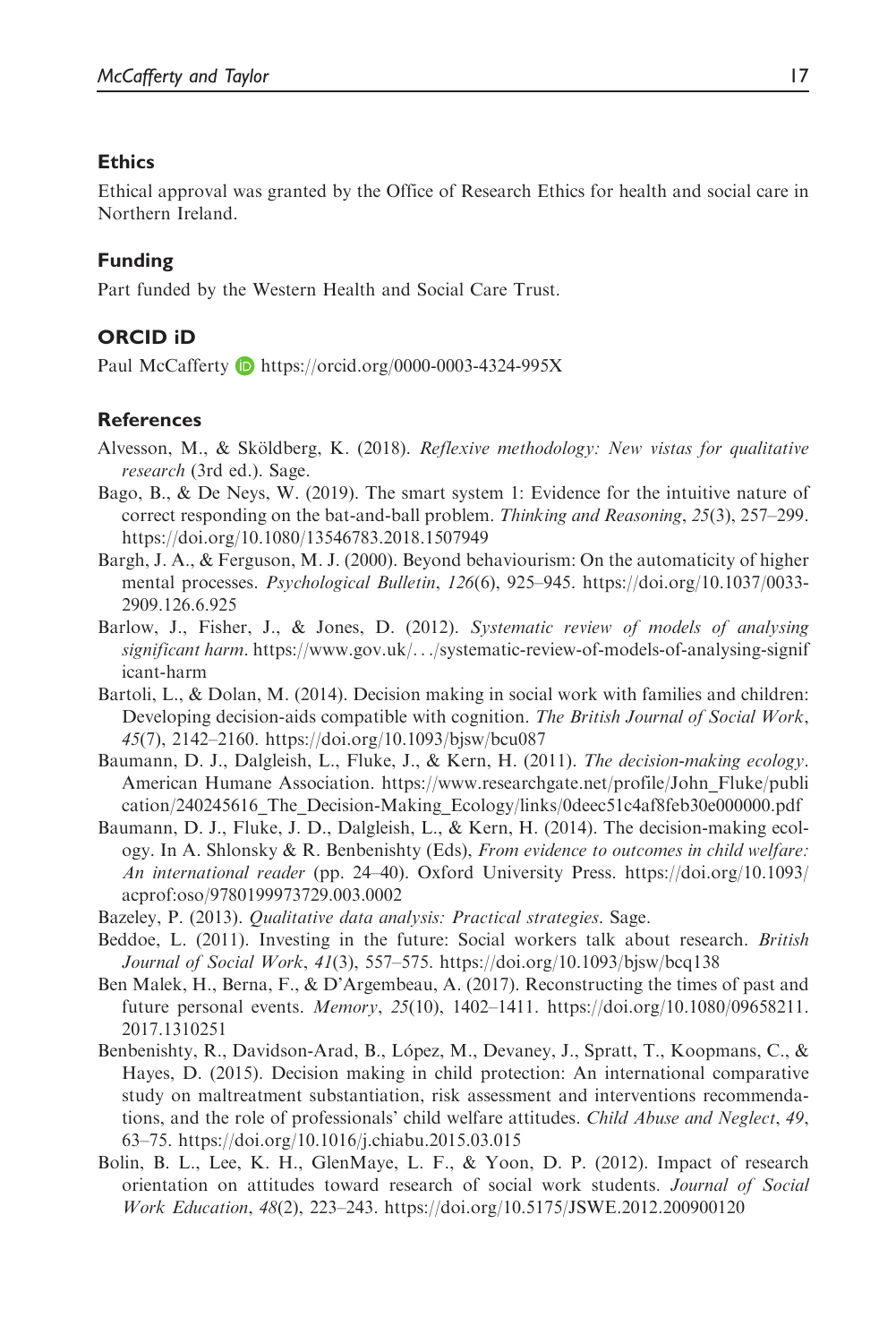## Ethics

Ethical approval was granted by the Office of Research Ethics for health and social care in Northern Ireland.

## Funding

Part funded by the Western Health and Social Care Trust.

## ORCID iD

Paul McCafferty https://orcid.org/0000-0003-4324-995X

## References

Alvesson, M., & Sköldberg, K. (2018). *Reflexive methodology: New vistas for qualitative research* (3rd ed.). Sage.

Bago, B., & De Neys, W. (2019). The smart system 1: Evidence for the intuitive nature of correct responding on the bat-and-ball problem. *Thinking and Reasoning*, *25*(3), 257–299. https://doi.org/10.1080/13546783.2018.1507949

Bargh, J. A., & Ferguson, M. J. (2000). Beyond behaviourism: On the automaticity of higher mental processes. *Psychological Bulletin*, *126*(6), 925–945. https://doi.org/10.1037/0033-2909.126.6.925

Barlow, J., Fisher, J., & Jones, D. (2012). *Systematic review of models of analysing significant harm*. https://www.gov.uk/.../systematic-review-of-models-of-analysing-significant-harm

Bartoli, L., & Dolan, M. (2014). Decision making in social work with families and children: Developing decision-aids compatible with cognition. *The British Journal of Social Work*, *45*(7), 2142–2160. https://doi.org/10.1093/bjsw/bcu087

Baumann, D. J., Dalgleish, L., Fluke, J., & Kern, H. (2011). *The decision-making ecology*. American Humane Association. https://www.researchgate.net/profile/John_Fluke/publication/240245616_The_Decision-Making_Ecology/links/0deec51c4af8feb30e000000.pdf

Baumann, D. J., Fluke, J. D., Dalgleish, L., & Kern, H. (2014). The decision-making ecology. In A. Shlonsky & R. Benbenishty (Eds), *From evidence to outcomes in child welfare: An international reader* (pp. 24–40). Oxford University Press. https://doi.org/10.1093/acprof:oso/9780199973729.003.0002

Bazeley, P. (2013). *Qualitative data analysis: Practical strategies*. Sage.

Beddoe, L. (2011). Investing in the future: Social workers talk about research. *British Journal of Social Work*, *41*(3), 557–575. https://doi.org/10.1093/bjsw/bcq138

Ben Malek, H., Berna, F., & D'Argembeau, A. (2017). Reconstructing the times of past and future personal events. *Memory*, *25*(10), 1402–1411. https://doi.org/10.1080/09658211.2017.1310251

Benbenishty, R., Davidson-Arad, B., López, M., Devaney, J., Spratt, T., Koopmans, C., & Hayes, D. (2015). Decision making in child protection: An international comparative study on maltreatment substantiation, risk assessment and interventions recommendations, and the role of professionals' child welfare attitudes. *Child Abuse and Neglect*, *49*, 63–75. https://doi.org/10.1016/j.chiabu.2015.03.015

Bolin, B. L., Lee, K. H., GlenMaye, L. F., & Yoon, D. P. (2012). Impact of research orientation on attitudes toward research of social work students. *Journal of Social Work Education*, *48*(2), 223–243. https://doi.org/10.5175/JSWE.2012.200900120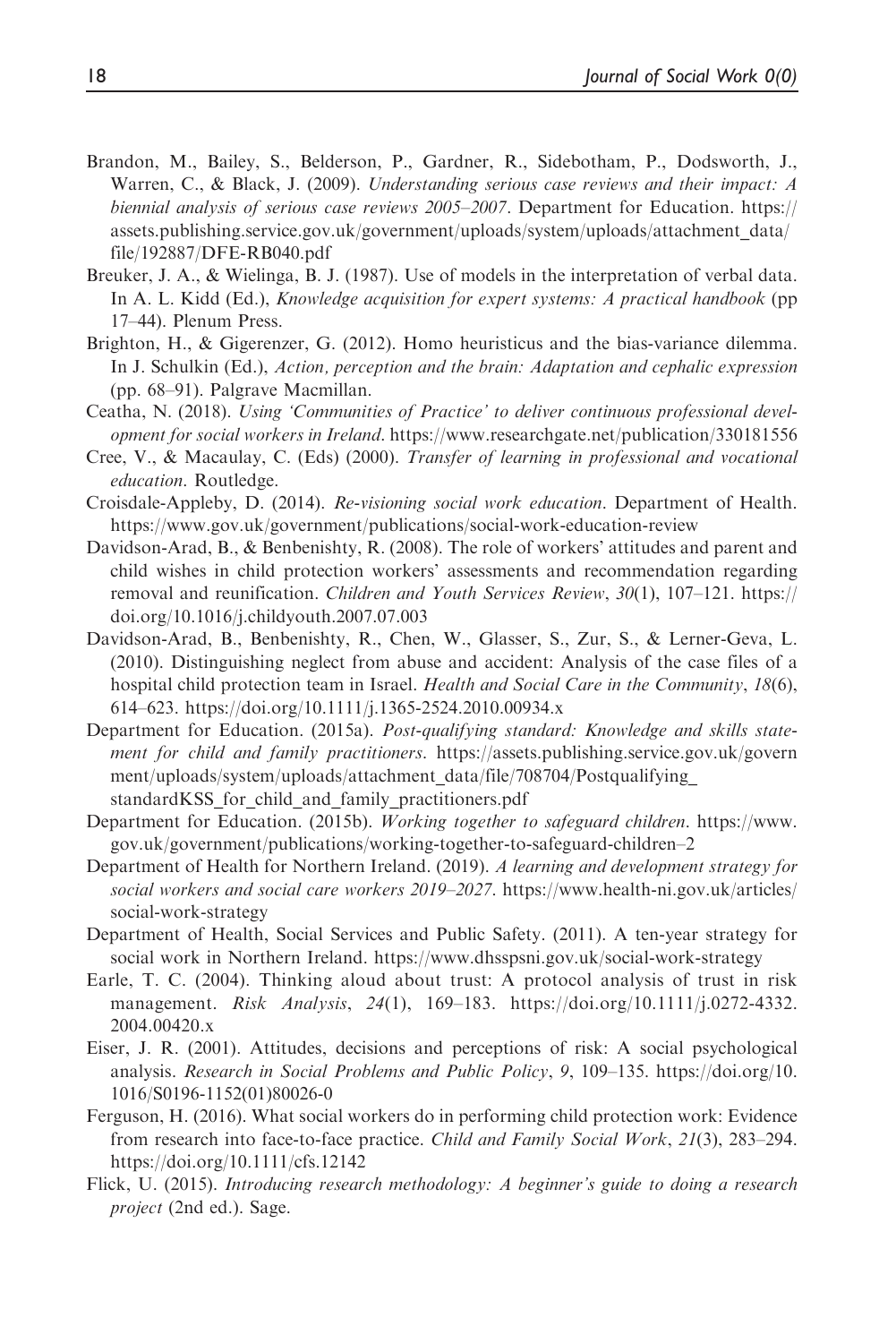Brandon, M., Bailey, S., Belderson, P., Gardner, R., Sidebotham, P., Dodsworth, J., Warren, C., & Black, J. (2009). *Understanding serious case reviews and their impact: A biennial analysis of serious case reviews 2005–2007*. Department for Education. https://assets.publishing.service.gov.uk/government/uploads/system/uploads/attachment_data/file/192887/DFE-RB040.pdf

Breuker, J. A., & Wielinga, B. J. (1987). Use of models in the interpretation of verbal data. In A. L. Kidd (Ed.), *Knowledge acquisition for expert systems: A practical handbook* (pp 17–44). Plenum Press.

Brighton, H., & Gigerenzer, G. (2012). Homo heuristicus and the bias-variance dilemma. In J. Schulkin (Ed.), *Action, perception and the brain: Adaptation and cephalic expression* (pp. 68–91). Palgrave Macmillan.

Ceatha, N. (2018). *Using 'Communities of Practice' to deliver continuous professional development for social workers in Ireland*. https://www.researchgate.net/publication/330181556

Cree, V., & Macaulay, C. (Eds) (2000). *Transfer of learning in professional and vocational education*. Routledge.

Croisdale-Appleby, D. (2014). *Re-visioning social work education*. Department of Health. https://www.gov.uk/government/publications/social-work-education-review

Davidson-Arad, B., & Benbenishty, R. (2008). The role of workers' attitudes and parent and child wishes in child protection workers' assessments and recommendation regarding removal and reunification. *Children and Youth Services Review*, *30*(1), 107–121. https://doi.org/10.1016/j.childyouth.2007.07.003

Davidson-Arad, B., Benbenishty, R., Chen, W., Glasser, S., Zur, S., & Lerner-Geva, L. (2010). Distinguishing neglect from abuse and accident: Analysis of the case files of a hospital child protection team in Israel. *Health and Social Care in the Community*, *18*(6), 614–623. https://doi.org/10.1111/j.1365-2524.2010.00934.x

Department for Education. (2015a). *Post-qualifying standard: Knowledge and skills statement for child and family practitioners*. https://assets.publishing.service.gov.uk/government/uploads/system/uploads/attachment_data/file/708704/Postqualifying_standardKSS_for_child_and_family_practitioners.pdf

Department for Education. (2015b). *Working together to safeguard children*. https://www.gov.uk/government/publications/working-together-to-safeguard-children–2

Department of Health for Northern Ireland. (2019). *A learning and development strategy for social workers and social care workers 2019–2027*. https://www.health-ni.gov.uk/articles/social-work-strategy

Department of Health, Social Services and Public Safety. (2011). A ten-year strategy for social work in Northern Ireland. https://www.dhsspsni.gov.uk/social-work-strategy

Earle, T. C. (2004). Thinking aloud about trust: A protocol analysis of trust in risk management. *Risk Analysis*, *24*(1), 169–183. https://doi.org/10.1111/j.0272-4332.2004.00420.x

Eiser, J. R. (2001). Attitudes, decisions and perceptions of risk: A social psychological analysis. *Research in Social Problems and Public Policy*, *9*, 109–135. https://doi.org/10.1016/S0196-1152(01)80026-0

Ferguson, H. (2016). What social workers do in performing child protection work: Evidence from research into face-to-face practice. *Child and Family Social Work*, *21*(3), 283–294. https://doi.org/10.1111/cfs.12142

Flick, U. (2015). *Introducing research methodology: A beginner's guide to doing a research project* (2nd ed.). Sage.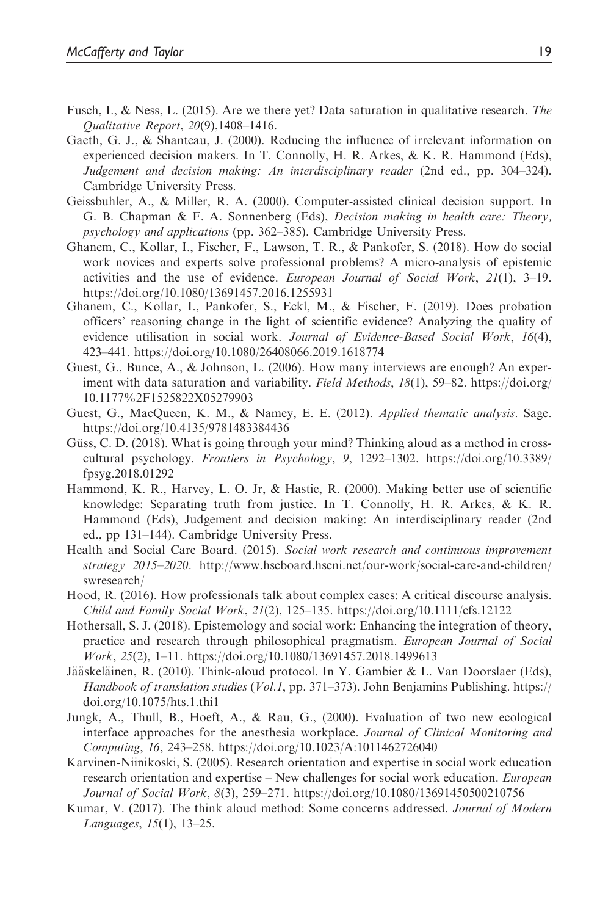Fusch, I., & Ness, L. (2015). Are we there yet? Data saturation in qualitative research. *The Qualitative Report*, *20*(9),1408–1416.

Gaeth, G. J., & Shanteau, J. (2000). Reducing the influence of irrelevant information on experienced decision makers. In T. Connolly, H. R. Arkes, & K. R. Hammond (Eds), *Judgement and decision making: An interdisciplinary reader* (2nd ed., pp. 304–324). Cambridge University Press.

Geissbuhler, A., & Miller, R. A. (2000). Computer-assisted clinical decision support. In G. B. Chapman & F. A. Sonnenberg (Eds), *Decision making in health care: Theory, psychology and applications* (pp. 362–385). Cambridge University Press.

Ghanem, C., Kollar, I., Fischer, F., Lawson, T. R., & Pankofer, S. (2018). How do social work novices and experts solve professional problems? A micro-analysis of epistemic activities and the use of evidence. *European Journal of Social Work*, *21*(1), 3–19. https://doi.org/10.1080/13691457.2016.1255931

Ghanem, C., Kollar, I., Pankofer, S., Eckl, M., & Fischer, F. (2019). Does probation officers' reasoning change in the light of scientific evidence? Analyzing the quality of evidence utilisation in social work. *Journal of Evidence-Based Social Work*, *16*(4), 423–441. https://doi.org/10.1080/26408066.2019.1618774

Guest, G., Bunce, A., & Johnson, L. (2006). How many interviews are enough? An experiment with data saturation and variability. *Field Methods*, *18*(1), 59–82. https://doi.org/10.1177%2F1525822X05279903

Guest, G., MacQueen, K. M., & Namey, E. E. (2012). *Applied thematic analysis*. Sage. https://doi.org/10.4135/9781483384436

Güss, C. D. (2018). What is going through your mind? Thinking aloud as a method in cross-cultural psychology. *Frontiers in Psychology*, *9*, 1292–1302. https://doi.org/10.3389/fpsyg.2018.01292

Hammond, K. R., Harvey, L. O. Jr, & Hastie, R. (2000). Making better use of scientific knowledge: Separating truth from justice. In T. Connolly, H. R. Arkes, & K. R. Hammond (Eds), Judgement and decision making: An interdisciplinary reader (2nd ed., pp 131–144). Cambridge University Press.

Health and Social Care Board. (2015). *Social work research and continuous improvement strategy 2015–2020*. http://www.hscboard.hscni.net/our-work/social-care-and-children/swresearch/

Hood, R. (2016). How professionals talk about complex cases: A critical discourse analysis. *Child and Family Social Work*, *21*(2), 125–135. https://doi.org/10.1111/cfs.12122

Hothersall, S. J. (2018). Epistemology and social work: Enhancing the integration of theory, practice and research through philosophical pragmatism. *European Journal of Social Work*, *25*(2), 1–11. https://doi.org/10.1080/13691457.2018.1499613

Jääskeläinen, R. (2010). Think-aloud protocol. In Y. Gambier & L. Van Doorslaer (Eds), *Handbook of translation studies* (*Vol.1*, pp. 371–373). John Benjamins Publishing. https://doi.org/10.1075/hts.1.thi1

Jungk, A., Thull, B., Hoeft, A., & Rau, G., (2000). Evaluation of two new ecological interface approaches for the anesthesia workplace. *Journal of Clinical Monitoring and Computing*, *16*, 243–258. https://doi.org/10.1023/A:1011462726040

Karvinen-Niinikoski, S. (2005). Research orientation and expertise in social work education research orientation and expertise – New challenges for social work education. *European Journal of Social Work*, *8*(3), 259–271. https://doi.org/10.1080/13691450500210756

Kumar, V. (2017). The think aloud method: Some concerns addressed. *Journal of Modern Languages*, *15*(1), 13–25.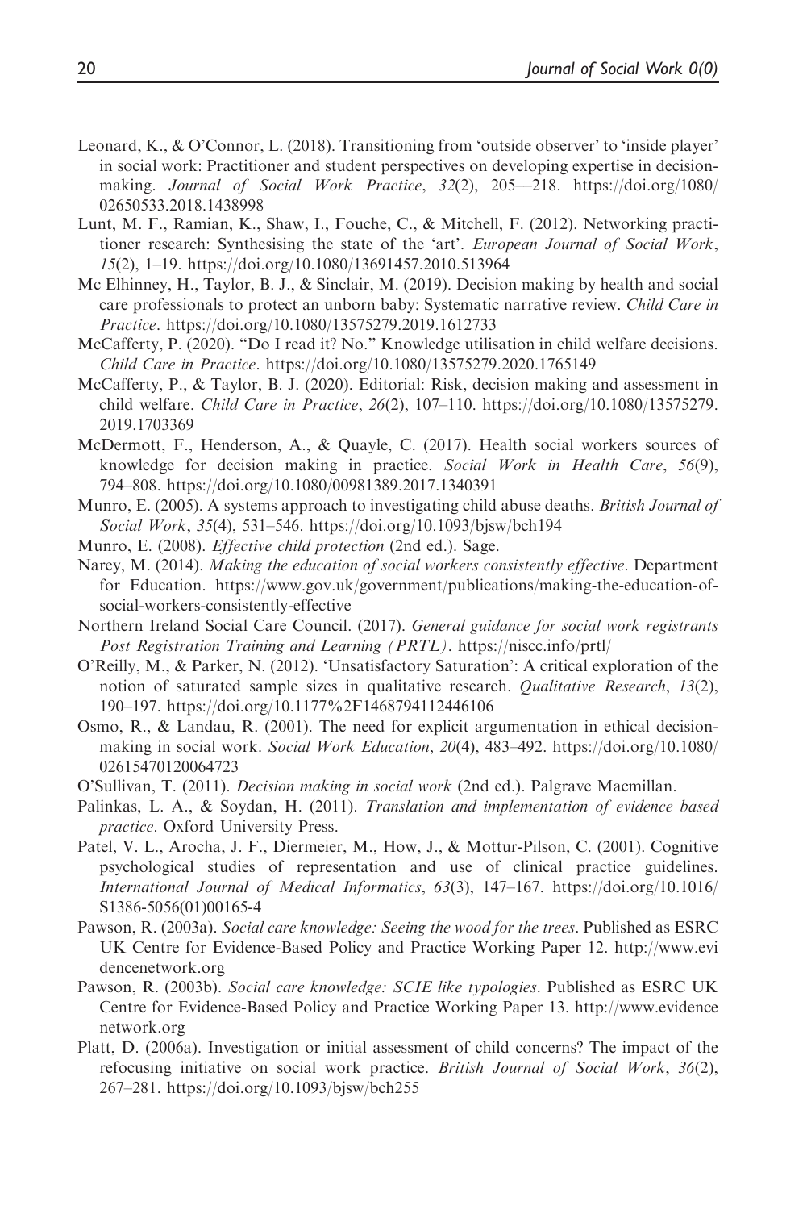Leonard, K., & O'Connor, L. (2018). Transitioning from 'outside observer' to 'inside player' in social work: Practitioner and student perspectives on developing expertise in decision-making. *Journal of Social Work Practice*, *32*(2), 205—218. https://doi.org/1080/02650533.2018.1438998

Lunt, M. F., Ramian, K., Shaw, I., Fouche, C., & Mitchell, F. (2012). Networking practitioner research: Synthesising the state of the 'art'. *European Journal of Social Work*, *15*(2), 1–19. https://doi.org/10.1080/13691457.2010.513964

Mc Elhinney, H., Taylor, B. J., & Sinclair, M. (2019). Decision making by health and social care professionals to protect an unborn baby: Systematic narrative review. *Child Care in Practice*. https://doi.org/10.1080/13575279.2019.1612733

McCafferty, P. (2020). "Do I read it? No." Knowledge utilisation in child welfare decisions. *Child Care in Practice*. https://doi.org/10.1080/13575279.2020.1765149

McCafferty, P., & Taylor, B. J. (2020). Editorial: Risk, decision making and assessment in child welfare. *Child Care in Practice*, *26*(2), 107–110. https://doi.org/10.1080/13575279.2019.1703369

McDermott, F., Henderson, A., & Quayle, C. (2017). Health social workers sources of knowledge for decision making in practice. *Social Work in Health Care*, *56*(9), 794–808. https://doi.org/10.1080/00981389.2017.1340391

Munro, E. (2005). A systems approach to investigating child abuse deaths. *British Journal of Social Work*, *35*(4), 531–546. https://doi.org/10.1093/bjsw/bch194

Munro, E. (2008). *Effective child protection* (2nd ed.). Sage.

Narey, M. (2014). *Making the education of social workers consistently effective*. Department for Education. https://www.gov.uk/government/publications/making-the-education-of-social-workers-consistently-effective

Northern Ireland Social Care Council. (2017). *General guidance for social work registrants Post Registration Training and Learning (PRTL)*. https://niscc.info/prtl/

O'Reilly, M., & Parker, N. (2012). 'Unsatisfactory Saturation': A critical exploration of the notion of saturated sample sizes in qualitative research. *Qualitative Research*, *13*(2), 190–197. https://doi.org/10.1177%2F1468794112446106

Osmo, R., & Landau, R. (2001). The need for explicit argumentation in ethical decision-making in social work. *Social Work Education*, *20*(4), 483–492. https://doi.org/10.1080/02615470120064723

O'Sullivan, T. (2011). *Decision making in social work* (2nd ed.). Palgrave Macmillan.

Palinkas, L. A., & Soydan, H. (2011). *Translation and implementation of evidence based practice*. Oxford University Press.

Patel, V. L., Arocha, J. F., Diermeier, M., How, J., & Mottur-Pilson, C. (2001). Cognitive psychological studies of representation and use of clinical practice guidelines. *International Journal of Medical Informatics*, *63*(3), 147–167. https://doi.org/10.1016/S1386-5056(01)00165-4

Pawson, R. (2003a). *Social care knowledge: Seeing the wood for the trees*. Published as ESRC UK Centre for Evidence-Based Policy and Practice Working Paper 12. http://www.evidencenetwork.org

Pawson, R. (2003b). *Social care knowledge: SCIE like typologies*. Published as ESRC UK Centre for Evidence-Based Policy and Practice Working Paper 13. http://www.evidencenetwork.org

Platt, D. (2006a). Investigation or initial assessment of child concerns? The impact of the refocusing initiative on social work practice. *British Journal of Social Work*, *36*(2), 267–281. https://doi.org/10.1093/bjsw/bch255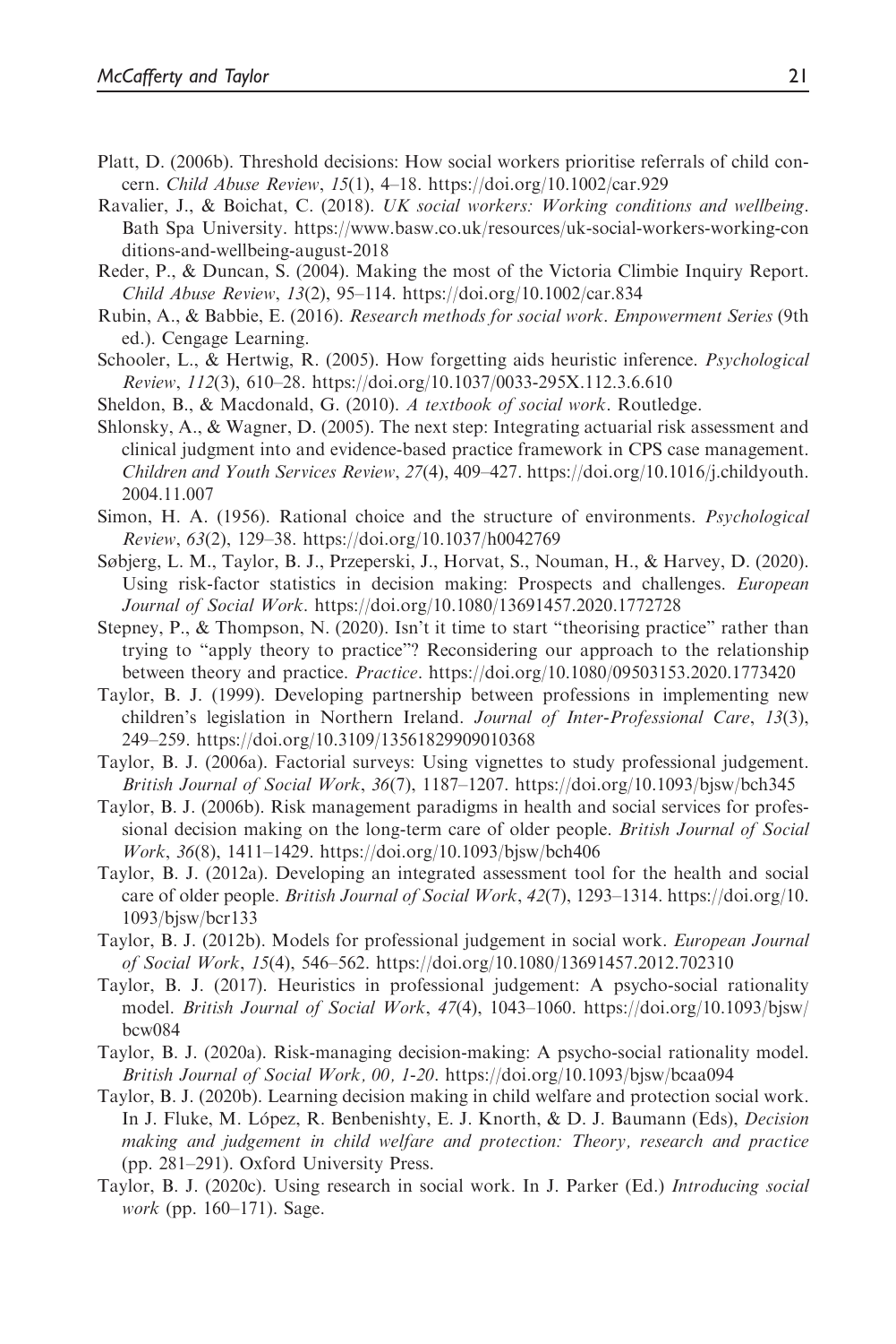Platt, D. (2006b). Threshold decisions: How social workers prioritise referrals of child concern. *Child Abuse Review*, *15*(1), 4–18. https://doi.org/10.1002/car.929

Ravalier, J., & Boichat, C. (2018). *UK social workers: Working conditions and wellbeing*. Bath Spa University. https://www.basw.co.uk/resources/uk-social-workers-working-conditions-and-wellbeing-august-2018

Reder, P., & Duncan, S. (2004). Making the most of the Victoria Climbie Inquiry Report. *Child Abuse Review*, *13*(2), 95–114. https://doi.org/10.1002/car.834

Rubin, A., & Babbie, E. (2016). *Research methods for social work*. *Empowerment Series* (9th ed.). Cengage Learning.

Schooler, L., & Hertwig, R. (2005). How forgetting aids heuristic inference. *Psychological Review*, *112*(3), 610–28. https://doi.org/10.1037/0033-295X.112.3.6.610

Sheldon, B., & Macdonald, G. (2010). *A textbook of social work*. Routledge.

Shlonsky, A., & Wagner, D. (2005). The next step: Integrating actuarial risk assessment and clinical judgment into and evidence-based practice framework in CPS case management. *Children and Youth Services Review*, *27*(4), 409–427. https://doi.org/10.1016/j.childyouth.2004.11.007

Simon, H. A. (1956). Rational choice and the structure of environments. *Psychological Review*, *63*(2), 129–38. https://doi.org/10.1037/h0042769

Søbjerg, L. M., Taylor, B. J., Przeperski, J., Horvat, S., Nouman, H., & Harvey, D. (2020). Using risk-factor statistics in decision making: Prospects and challenges. *European Journal of Social Work*. https://doi.org/10.1080/13691457.2020.1772728

Stepney, P., & Thompson, N. (2020). Isn't it time to start "theorising practice" rather than trying to "apply theory to practice"? Reconsidering our approach to the relationship between theory and practice. *Practice*. https://doi.org/10.1080/09503153.2020.1773420

Taylor, B. J. (1999). Developing partnership between professions in implementing new children's legislation in Northern Ireland. *Journal of Inter-Professional Care*, *13*(3), 249–259. https://doi.org/10.3109/13561829909010368

Taylor, B. J. (2006a). Factorial surveys: Using vignettes to study professional judgement. *British Journal of Social Work*, *36*(7), 1187–1207. https://doi.org/10.1093/bjsw/bch345

Taylor, B. J. (2006b). Risk management paradigms in health and social services for professional decision making on the long-term care of older people. *British Journal of Social Work*, *36*(8), 1411–1429. https://doi.org/10.1093/bjsw/bch406

Taylor, B. J. (2012a). Developing an integrated assessment tool for the health and social care of older people. *British Journal of Social Work*, *42*(7), 1293–1314. https://doi.org/10.1093/bjsw/bcr133

Taylor, B. J. (2012b). Models for professional judgement in social work. *European Journal of Social Work*, *15*(4), 546–562. https://doi.org/10.1080/13691457.2012.702310

Taylor, B. J. (2017). Heuristics in professional judgement: A psycho-social rationality model. *British Journal of Social Work*, *47*(4), 1043–1060. https://doi.org/10.1093/bjsw/bcw084

Taylor, B. J. (2020a). Risk-managing decision-making: A psycho-social rationality model. *British Journal of Social Work, 00, 1-20*. https://doi.org/10.1093/bjsw/bcaa094

Taylor, B. J. (2020b). Learning decision making in child welfare and protection social work. In J. Fluke, M. López, R. Benbenishty, E. J. Knorth, & D. J. Baumann (Eds), *Decision making and judgement in child welfare and protection: Theory, research and practice* (pp. 281–291). Oxford University Press.

Taylor, B. J. (2020c). Using research in social work. In J. Parker (Ed.) *Introducing social work* (pp. 160–171). Sage.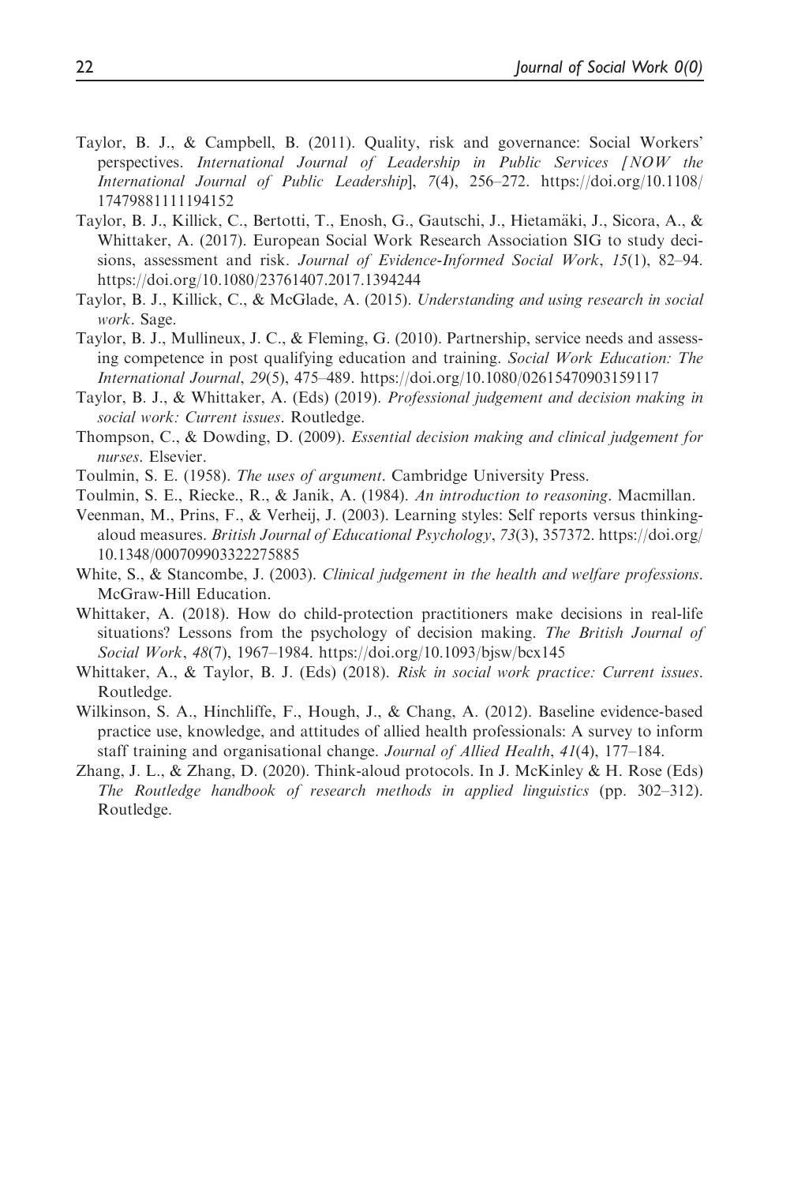Taylor, B. J., & Campbell, B. (2011). Quality, risk and governance: Social Workers' perspectives. *International Journal of Leadership in Public Services [NOW the International Journal of Public Leadership]*, *7*(4), 256–272. https://doi.org/10.1108/17479881111194152

Taylor, B. J., Killick, C., Bertotti, T., Enosh, G., Gautschi, J., Hietamäki, J., Sicora, A., & Whittaker, A. (2017). European Social Work Research Association SIG to study decisions, assessment and risk. *Journal of Evidence-Informed Social Work*, *15*(1), 82–94. https://doi.org/10.1080/23761407.2017.1394244

Taylor, B. J., Killick, C., & McGlade, A. (2015). *Understanding and using research in social work*. Sage.

Taylor, B. J., Mullineux, J. C., & Fleming, G. (2010). Partnership, service needs and assessing competence in post qualifying education and training. *Social Work Education: The International Journal*, *29*(5), 475–489. https://doi.org/10.1080/02615470903159117

Taylor, B. J., & Whittaker, A. (Eds) (2019). *Professional judgement and decision making in social work: Current issues*. Routledge.

Thompson, C., & Dowding, D. (2009). *Essential decision making and clinical judgement for nurses*. Elsevier.

Toulmin, S. E. (1958). *The uses of argument*. Cambridge University Press.

Toulmin, S. E., Riecke., R., & Janik, A. (1984). *An introduction to reasoning*. Macmillan.

Veenman, M., Prins, F., & Verheij, J. (2003). Learning styles: Self reports versus thinking-aloud measures. *British Journal of Educational Psychology*, *73*(3), 357372. https://doi.org/10.1348/000709903322275885

White, S., & Stancombe, J. (2003). *Clinical judgement in the health and welfare professions*. McGraw-Hill Education.

Whittaker, A. (2018). How do child-protection practitioners make decisions in real-life situations? Lessons from the psychology of decision making. *The British Journal of Social Work*, *48*(7), 1967–1984. https://doi.org/10.1093/bjsw/bcx145

Whittaker, A., & Taylor, B. J. (Eds) (2018). *Risk in social work practice: Current issues*. Routledge.

Wilkinson, S. A., Hinchliffe, F., Hough, J., & Chang, A. (2012). Baseline evidence-based practice use, knowledge, and attitudes of allied health professionals: A survey to inform staff training and organisational change. *Journal of Allied Health*, *41*(4), 177–184.

Zhang, J. L., & Zhang, D. (2020). Think-aloud protocols. In J. McKinley & H. Rose (Eds) *The Routledge handbook of research methods in applied linguistics* (pp. 302–312). Routledge.